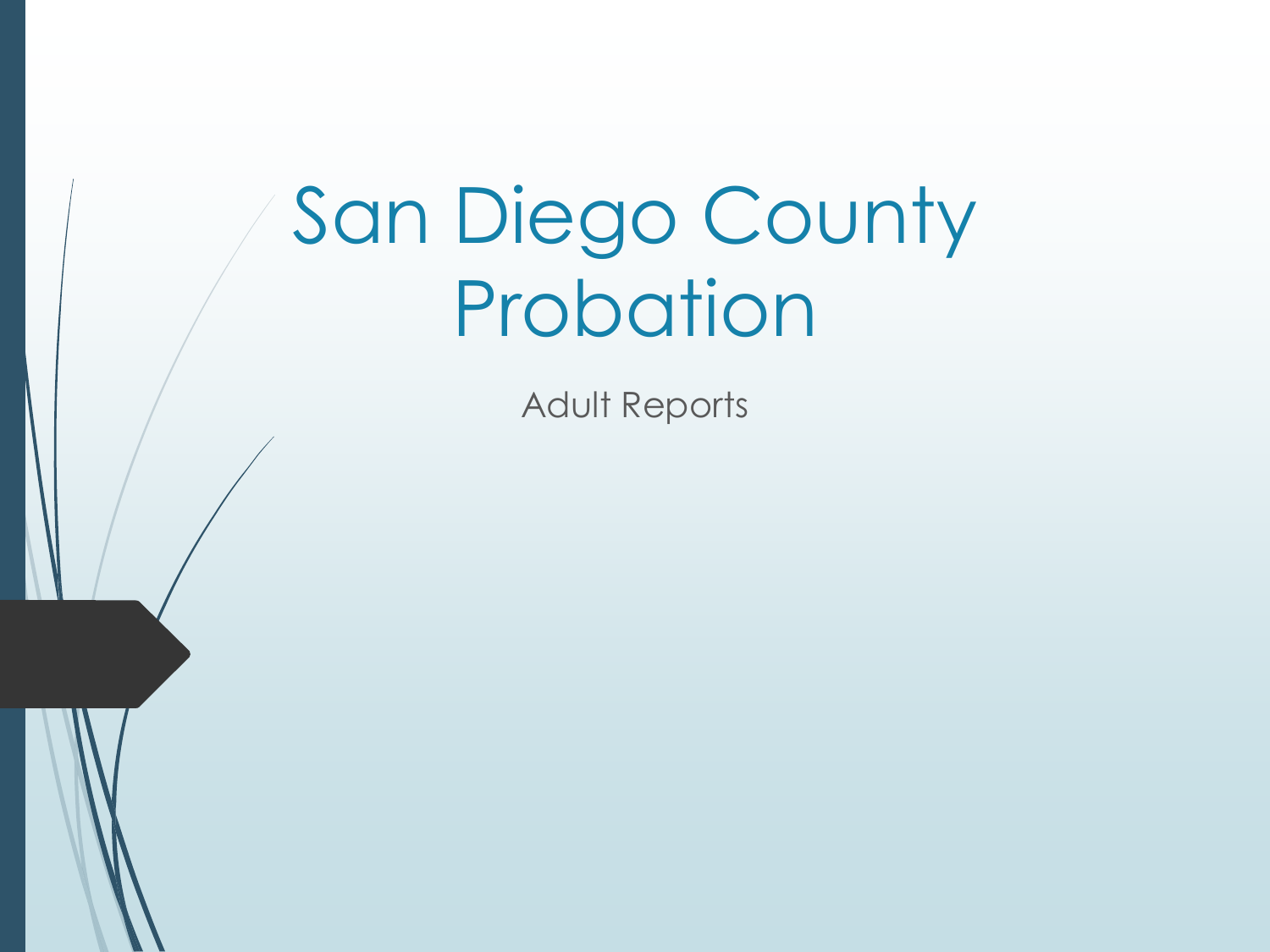# San Diego County Probation

Adult Reports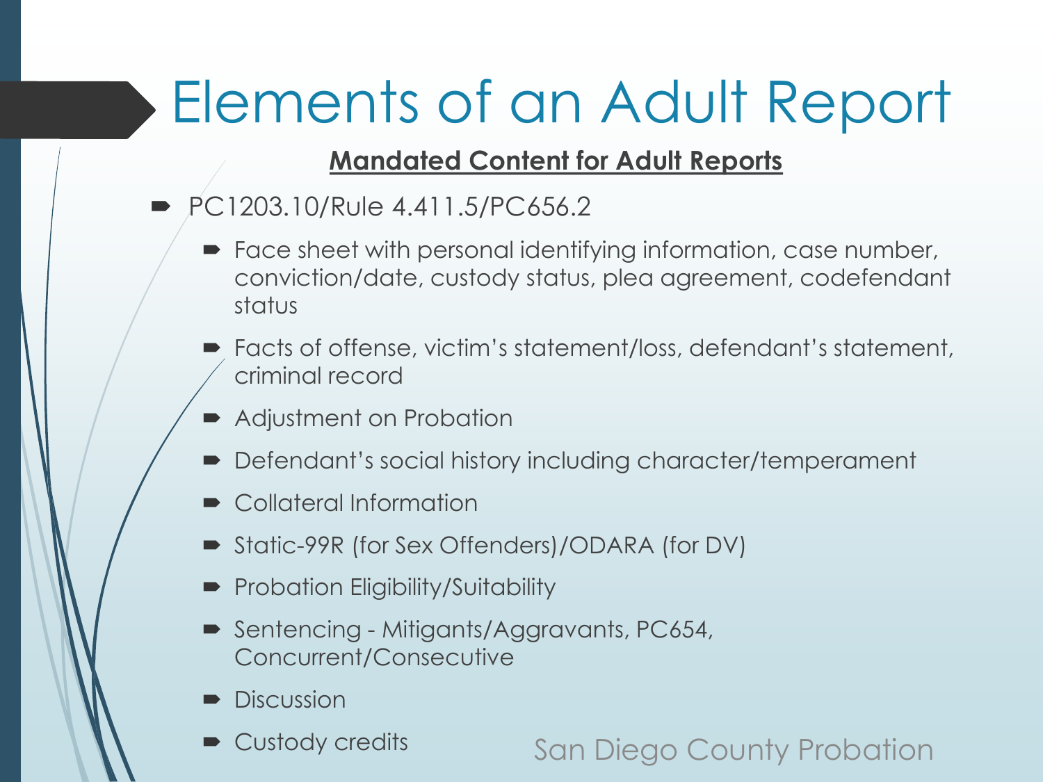# Elements of an Adult Report

**Mandated Content for Adult Reports**

- PC1203.10/Rule 4.411.5/PC656.2
  - Face sheet with personal identifying information, case number, conviction/date, custody status, plea agreement, codefendant status
  - Facts of offense, victim's statement/loss, defendant's statement, criminal record
  - Adjustment on Probation
  - Defendant's social history including character/temperament
  - Collateral Information
  - Static-99R (for Sex Offenders)/ODARA (for DV)
  - Probation Eligibility/Suitability
  - Sentencing - Mitigants/Aggravants, PC654, Concurrent/Consecutive
  - Discussion
  - Custody credits

San Diego County Probation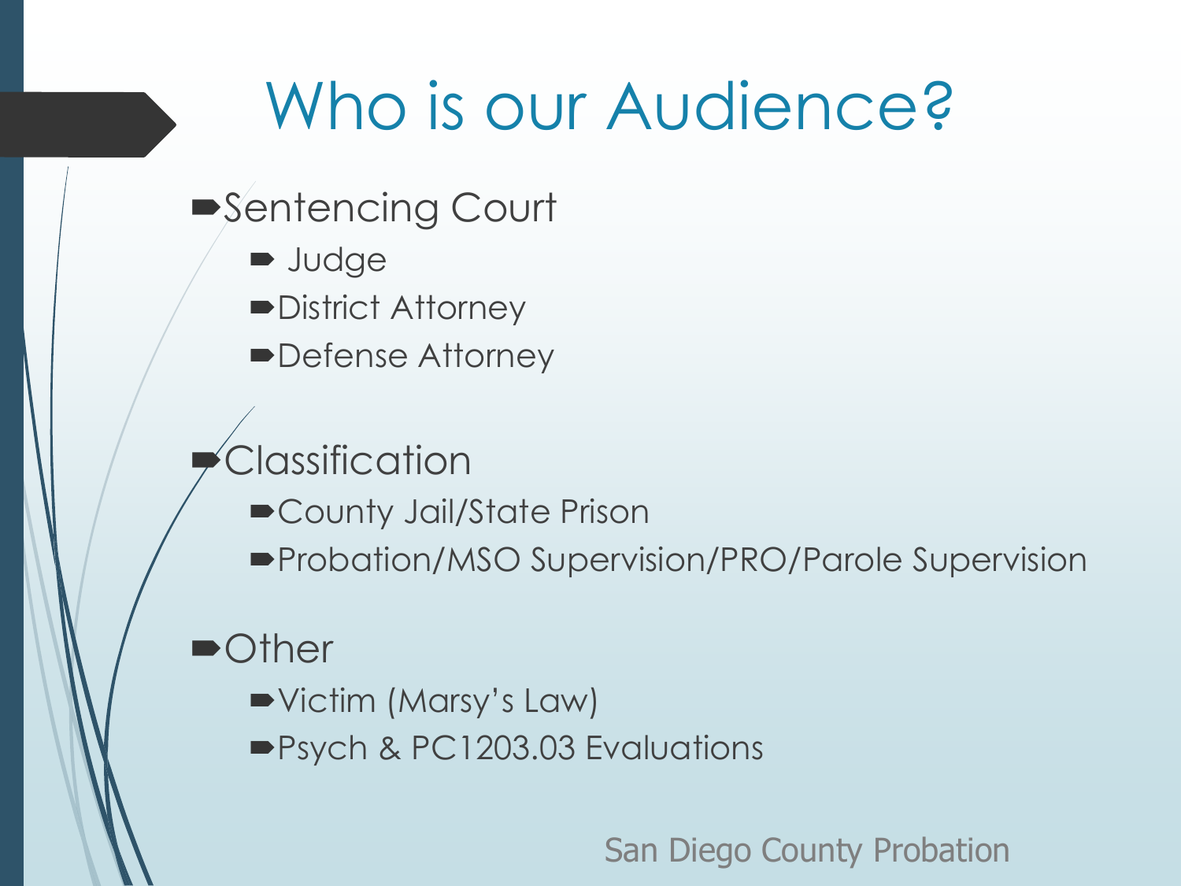# Who is our Audience?

- Sentencing Court
  - Judge
  - District Attorney
  - Defense Attorney
- Classification
  - County Jail/State Prison
  - Probation/MSO Supervision/PRO/Parole Supervision
- Other
  - Victim (Marsy's Law)
  - Psych & PC1203.03 Evaluations

San Diego County Probation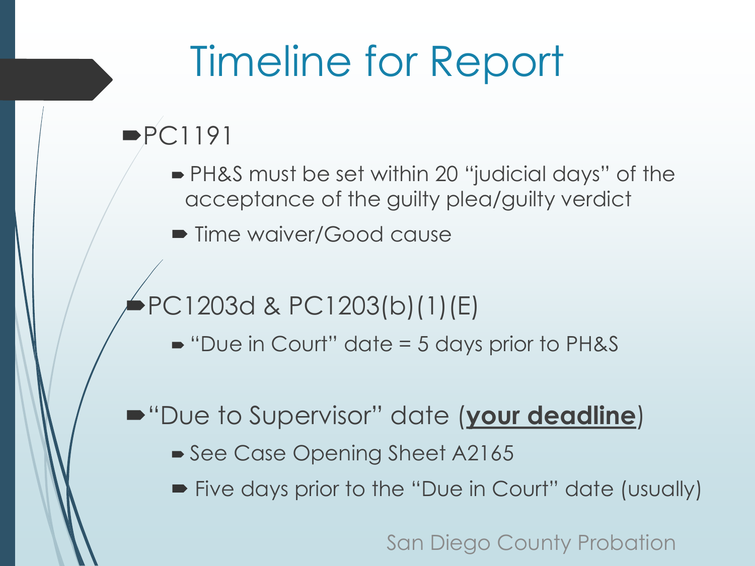# Timeline for Report

- PC1191
  - PH&S must be set within 20 "judicial days" of the acceptance of the guilty plea/guilty verdict
  - Time waiver/Good cause
- PC1203d & PC1203(b)(1)(E)
  - "Due in Court" date = 5 days prior to PH&S
- "Due to Supervisor" date (**<u>your deadline</u>**)
  - See Case Opening Sheet A2165
  - Five days prior to the "Due in Court" date (usually)

San Diego County Probation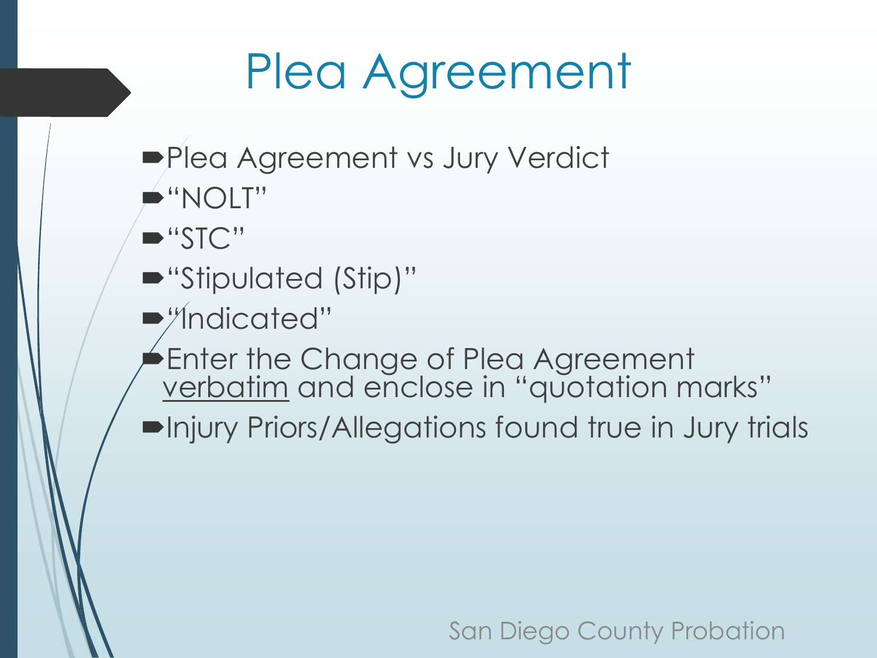# Plea Agreement

- Plea Agreement vs Jury Verdict
- "NOLT"
- "STC"
- "Stipulated (Stip)"
- "Indicated"
- Enter the Change of Plea Agreement <u>verbatim</u> and enclose in "quotation marks"
- Injury Priors/Allegations found true in Jury trials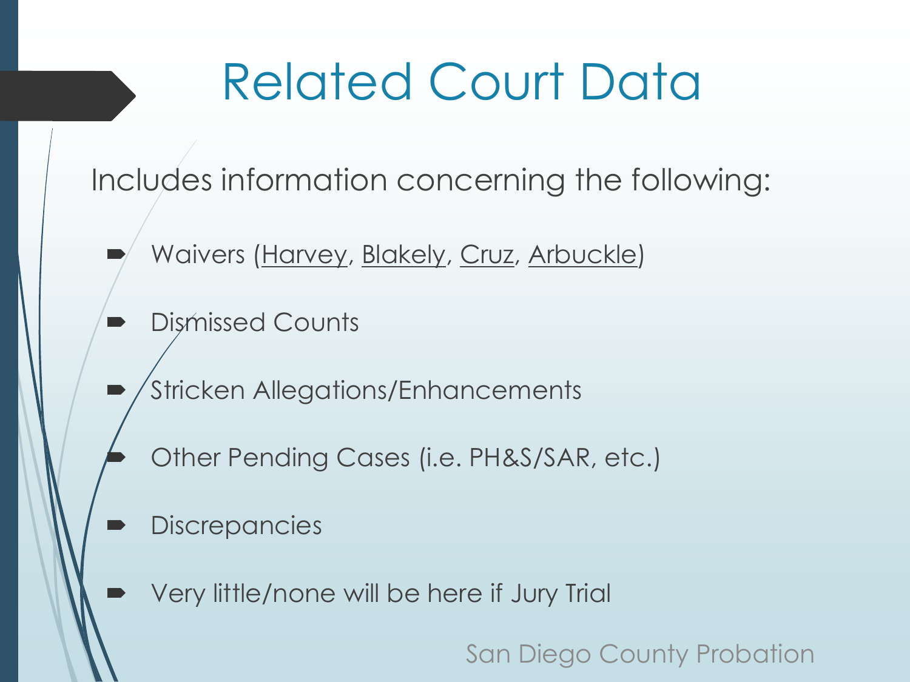# Related Court Data

Includes information concerning the following:

- Waivers (<u>Harvey</u>, <u>Blakely</u>, <u>Cruz</u>, <u>Arbuckle</u>)
- Dismissed Counts
- Stricken Allegations/Enhancements
- Other Pending Cases (i.e. PH&S/SAR, etc.)
- Discrepancies
- Very little/none will be here if Jury Trial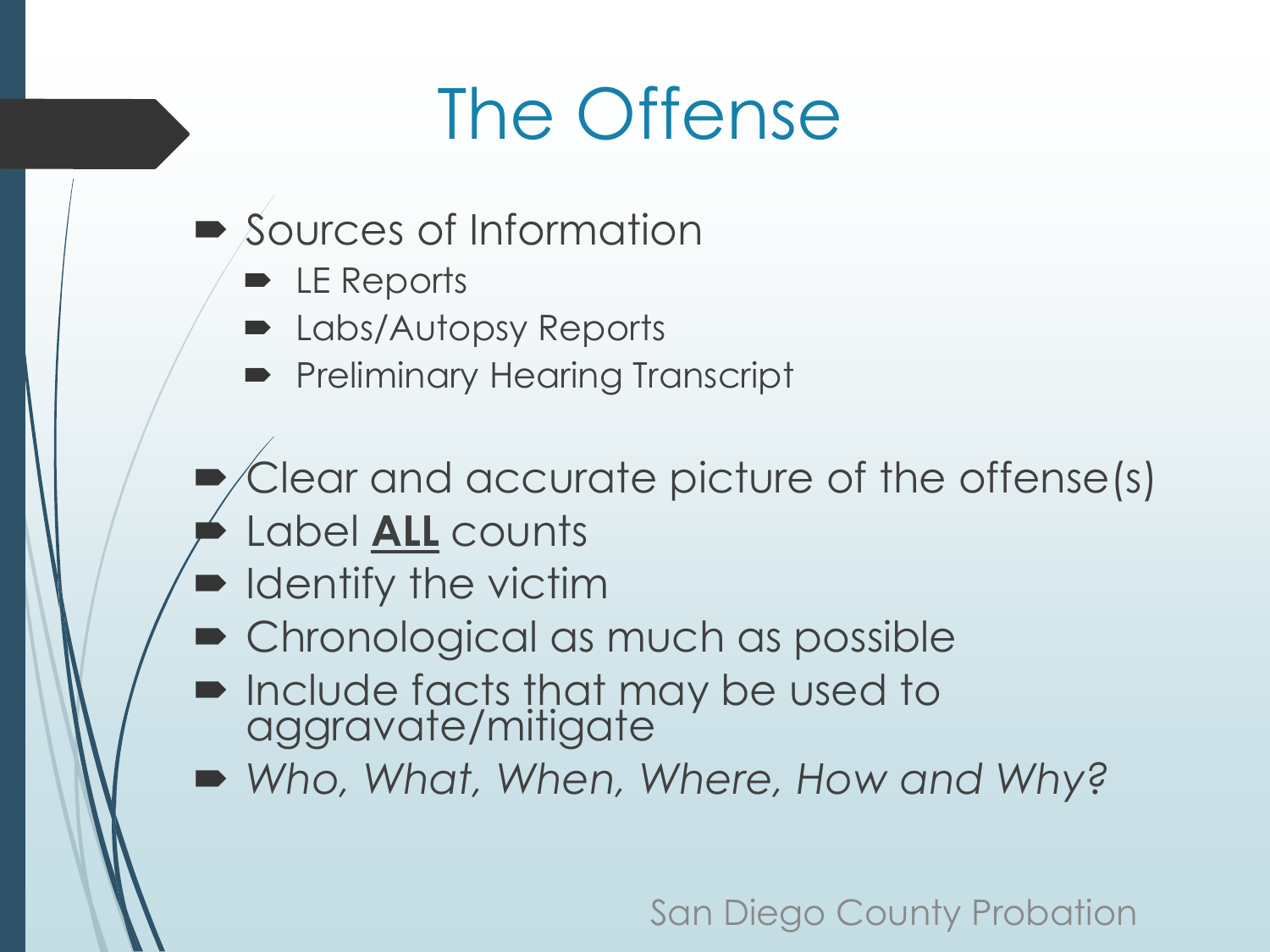# The Offense

- Sources of Information
  - LE Reports
  - Labs/Autopsy Reports
  - Preliminary Hearing Transcript
- Clear and accurate picture of the offense(s)
- Label **ALL** counts
- Identify the victim
- Chronological as much as possible
- Include facts that may be used to aggravate/mitigate
- *Who, What, When, Where, How and Why?*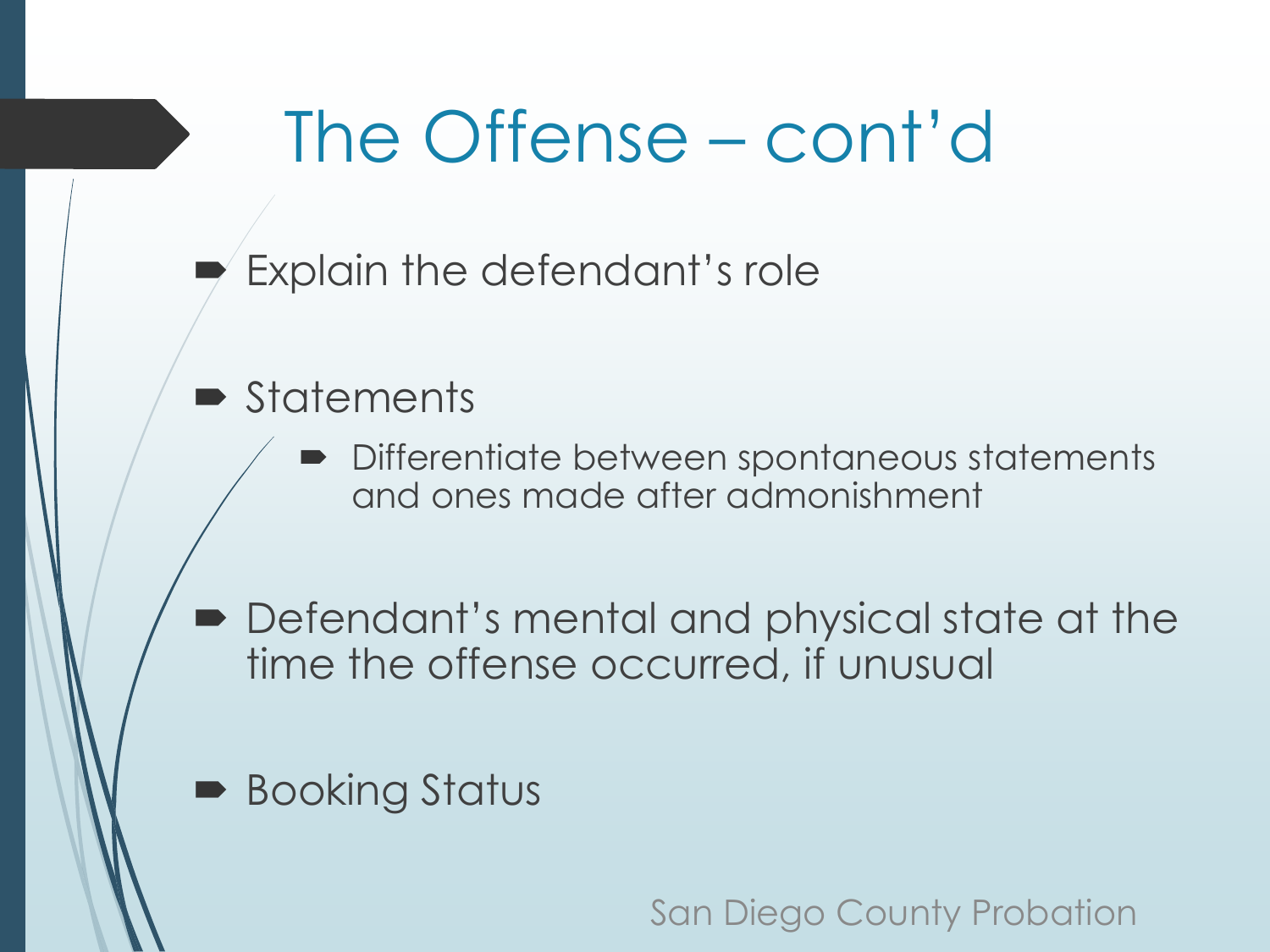# The Offense – cont'd

- Explain the defendant's role
- Statements
  - Differentiate between spontaneous statements and ones made after admonishment
- Defendant's mental and physical state at the time the offense occurred, if unusual
- Booking Status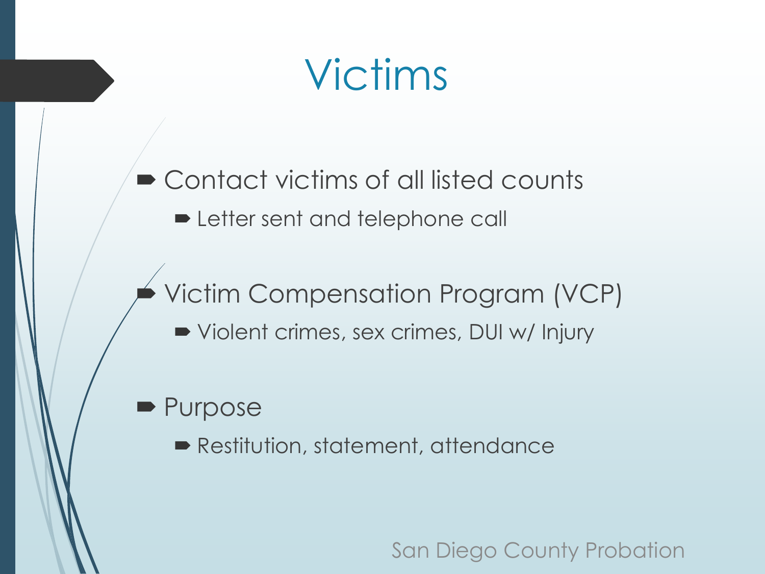# Victims

- Contact victims of all listed counts
  - Letter sent and telephone call
- Victim Compensation Program (VCP)
  - Violent crimes, sex crimes, DUI w/ Injury
- Purpose
  - Restitution, statement, attendance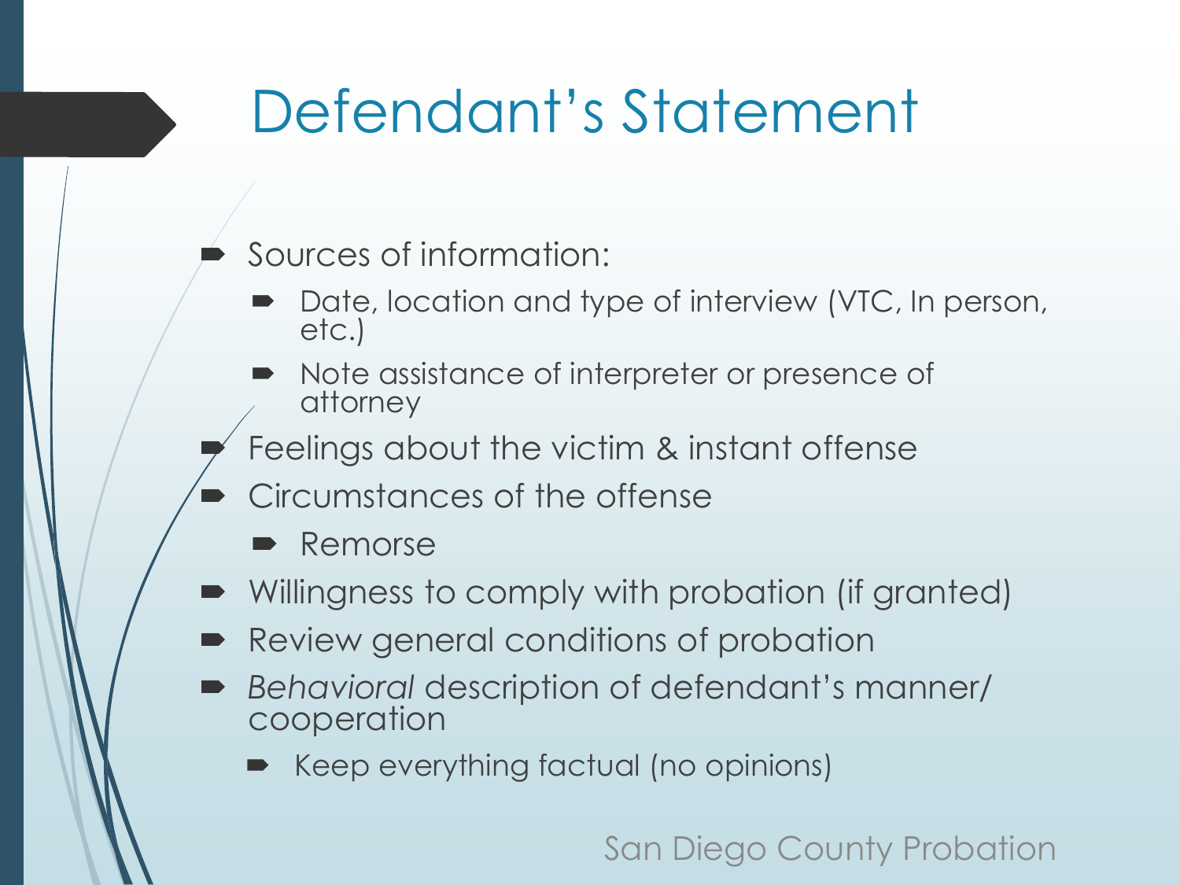# Defendant's Statement

- Sources of information:
  - Date, location and type of interview (VTC, In person, etc.)
  - Note assistance of interpreter or presence of attorney
- Feelings about the victim & instant offense
- Circumstances of the offense
  - Remorse
- Willingness to comply with probation (if granted)
- Review general conditions of probation
- *Behavioral* description of defendant's manner/ cooperation
  - Keep everything factual (no opinions)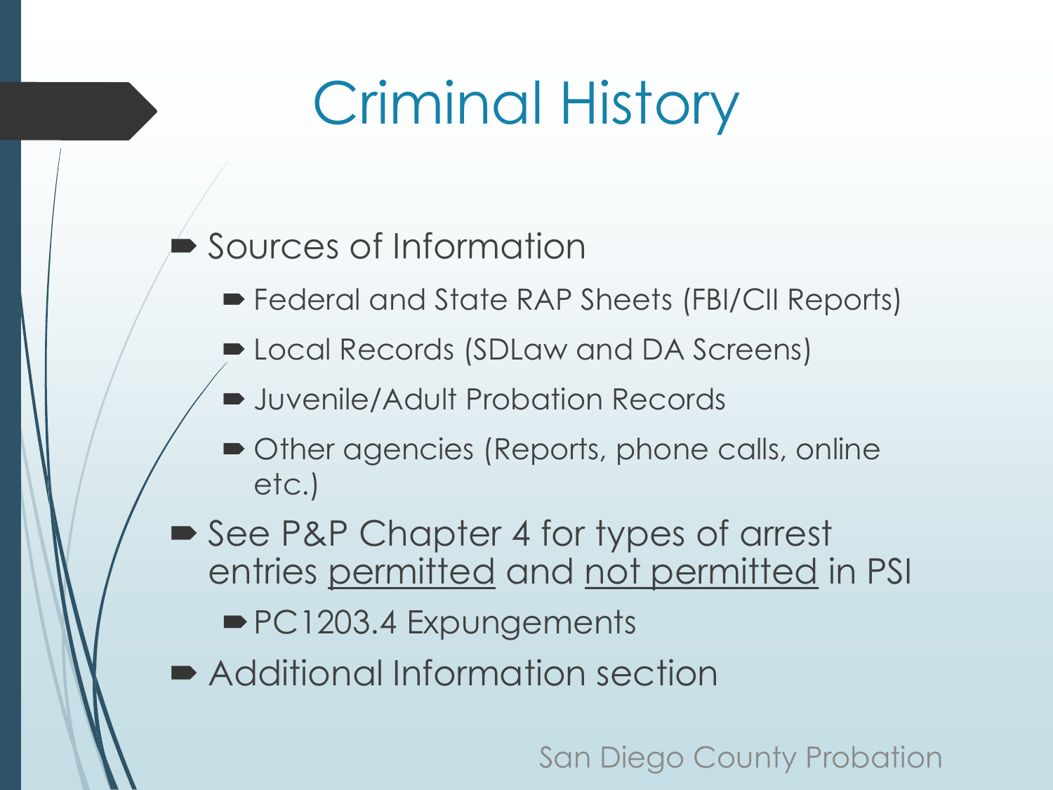# Criminal History

- Sources of Information
  - Federal and State RAP Sheets (FBI/CII Reports)
  - Local Records (SDLaw and DA Screens)
  - Juvenile/Adult Probation Records
  - Other agencies (Reports, phone calls, online etc.)
- See P&P Chapter 4 for types of arrest entries permitted and not permitted in PSI
  - PC1203.4 Expungements
- Additional Information section

San Diego County Probation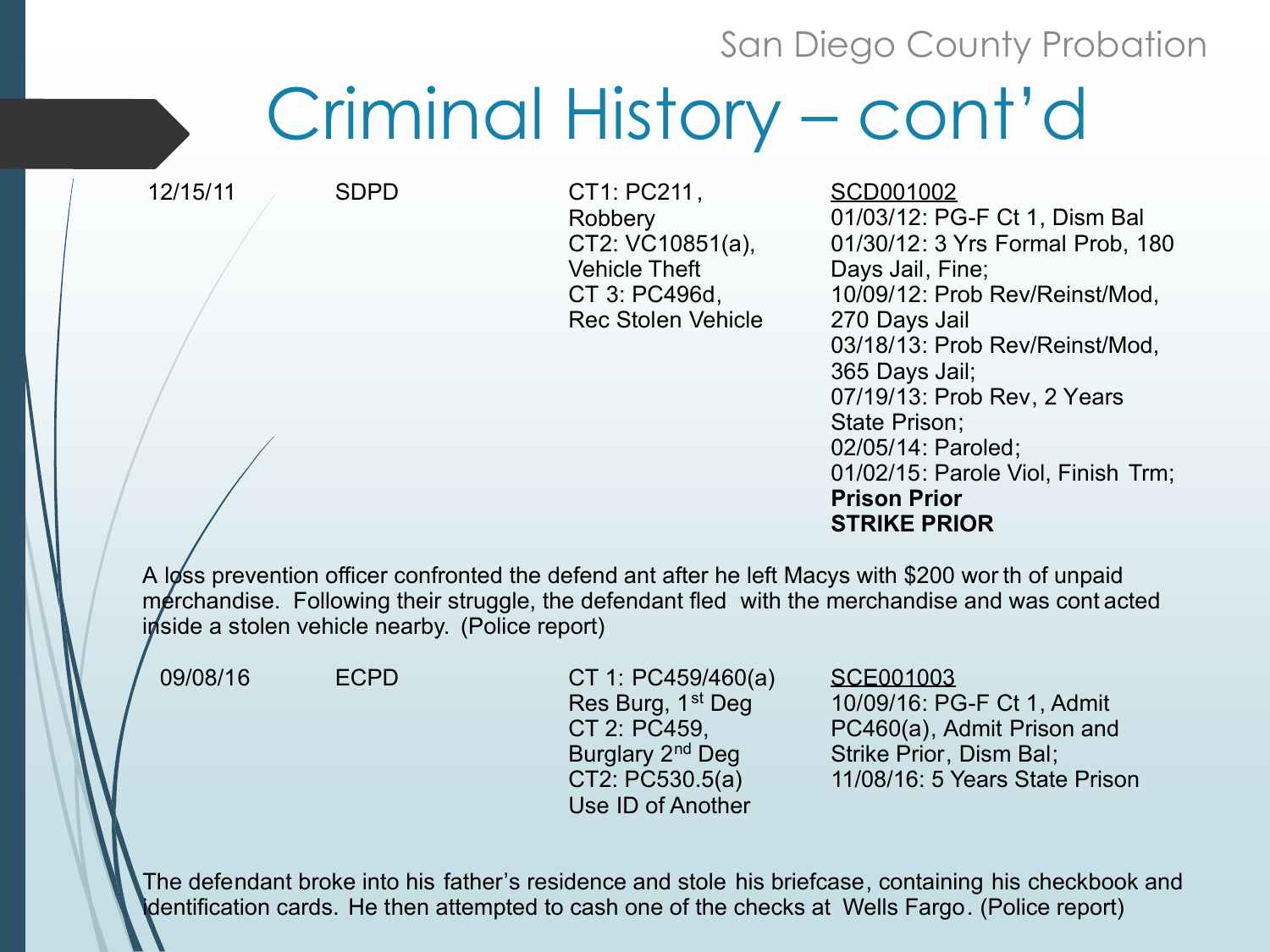San Diego County Probation

# Criminal History – cont'd

| Date | Agency | Charges | Disposition |
|---|---|---|---|
| 12/15/11 | SDPD | CT1: PC211, Robbery<br>CT2: VC10851(a), Vehicle Theft<br>CT 3: PC496d, Rec Stolen Vehicle | SCD001002<br>01/03/12: PG-F Ct 1, Dism Bal<br>01/30/12: 3 Yrs Formal Prob, 180 Days Jail, Fine;<br>10/09/12: Prob Rev/Reinst/Mod, 270 Days Jail<br>03/18/13: Prob Rev/Reinst/Mod, 365 Days Jail;<br>07/19/13: Prob Rev, 2 Years State Prison;<br>02/05/14: Paroled;<br>01/02/15: Parole Viol, Finish Trm;<br>**Prison Prior**<br>**STRIKE PRIOR** |

A loss prevention officer confronted the defend ant after he left Macys with $200 wor th of unpaid merchandise. Following their struggle, the defendant fled with the merchandise and was cont acted inside a stolen vehicle nearby. (Police report)

| Date | Agency | Charges | Disposition |
|---|---|---|---|
| 09/08/16 | ECPD | CT 1: PC459/460(a) Res Burg, 1st Deg<br>CT 2: PC459, Burglary 2nd Deg<br>CT2: PC530.5(a) Use ID of Another | SCE001003<br>10/09/16: PG-F Ct 1, Admit PC460(a), Admit Prison and Strike Prior, Dism Bal;<br>11/08/16: 5 Years State Prison |

The defendant broke into his father's residence and stole his briefcase, containing his checkbook and identification cards. He then attempted to cash one of the checks at Wells Fargo. (Police report)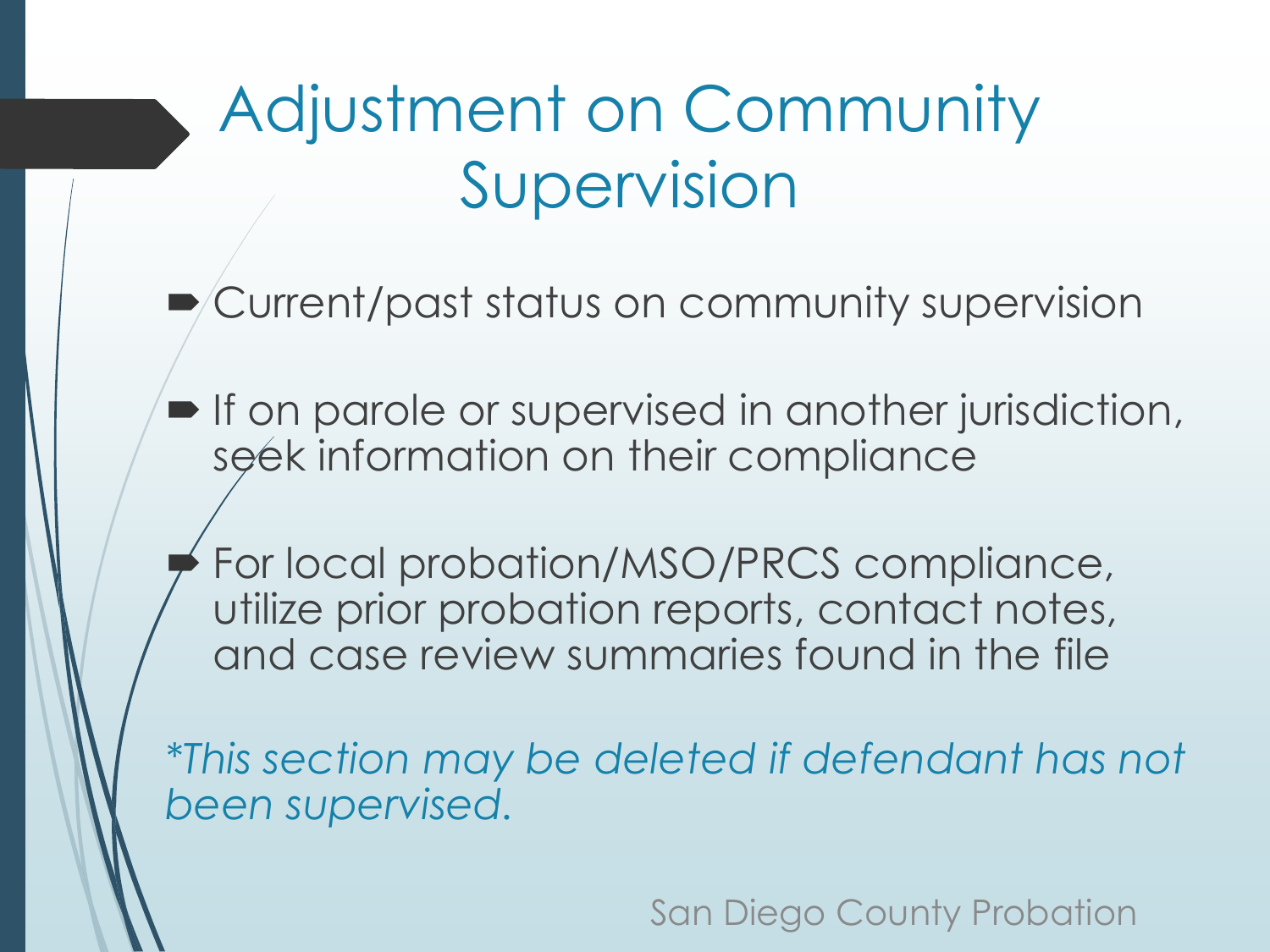# Adjustment on Community Supervision

- Current/past status on community supervision
- If on parole or supervised in another jurisdiction, seek information on their compliance
- For local probation/MSO/PRCS compliance, utilize prior probation reports, contact notes, and case review summaries found in the file

*\*This section may be deleted if defendant has not been supervised.*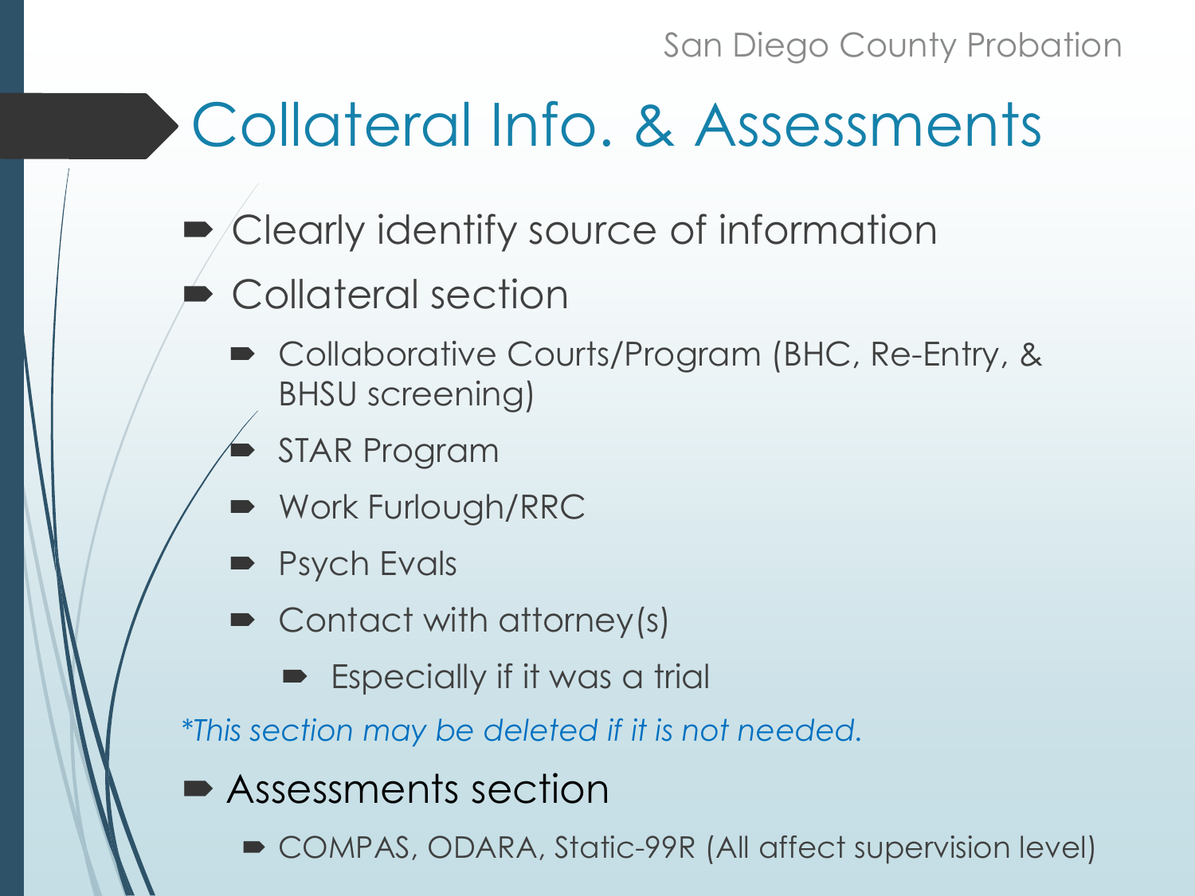# Collateral Info. & Assessments

- Clearly identify source of information
- Collateral section
  - Collaborative Courts/Program (BHC, Re-Entry, & BHSU screening)
  - STAR Program
  - Work Furlough/RRC
  - Psych Evals
  - Contact with attorney(s)
    - Especially if it was a trial

*\*This section may be deleted if it is not needed.*

- Assessments section
  - COMPAS, ODARA, Static-99R (All affect supervision level)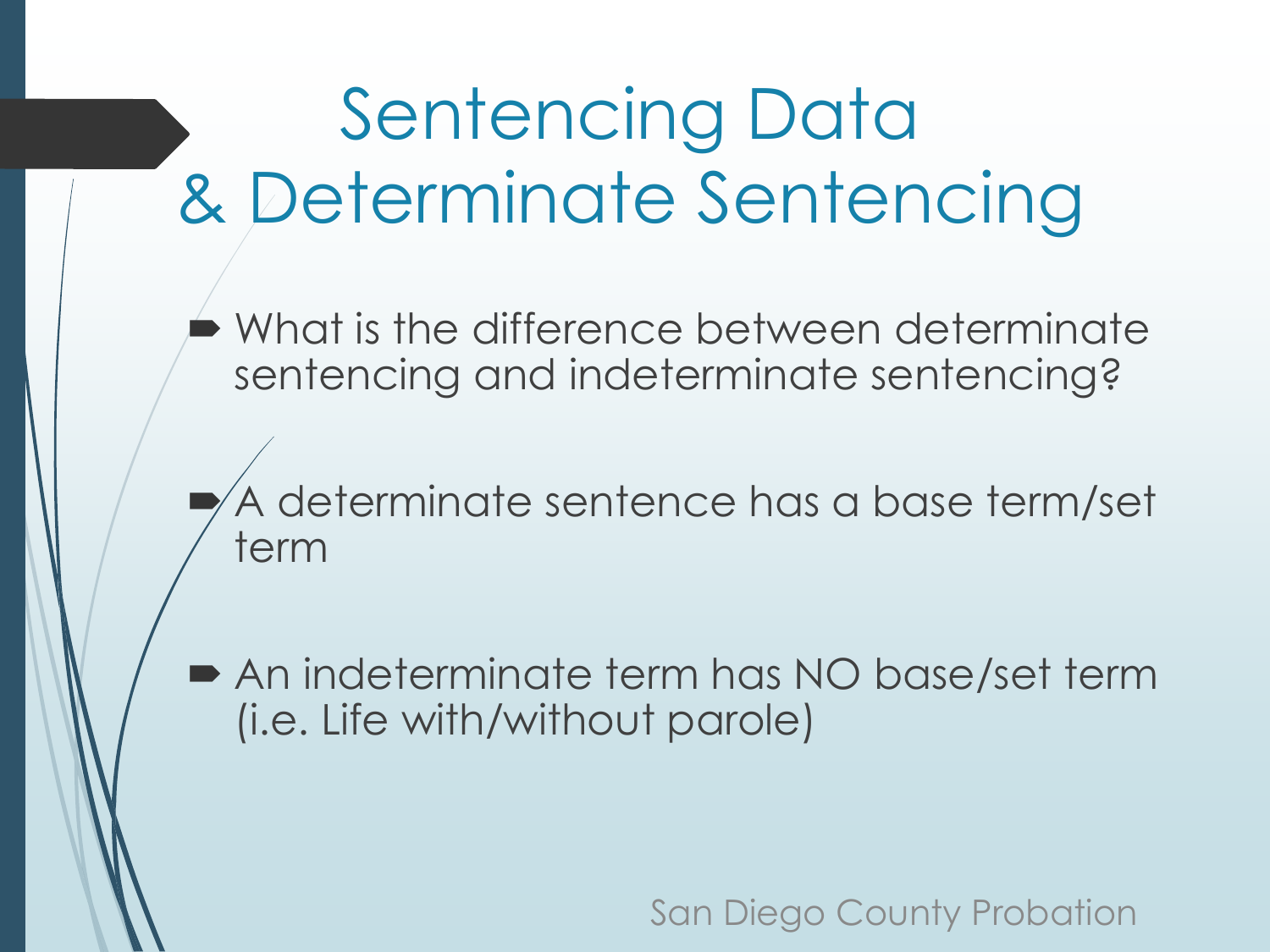# Sentencing Data & Determinate Sentencing

- What is the difference between determinate sentencing and indeterminate sentencing?
- A determinate sentence has a base term/set term
- An indeterminate term has NO base/set term (i.e. Life with/without parole)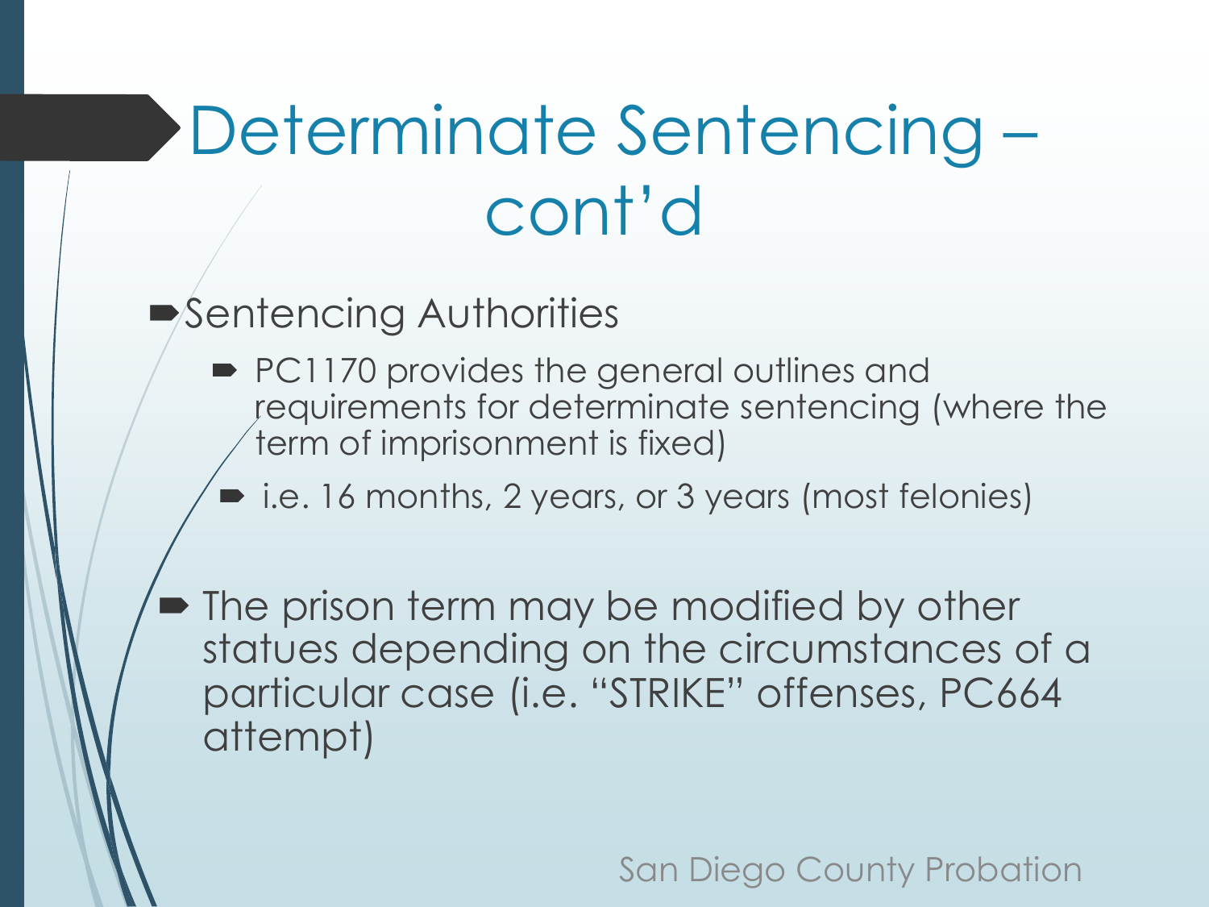# Determinate Sentencing – cont'd

- Sentencing Authorities
  - PC1170 provides the general outlines and requirements for determinate sentencing (where the term of imprisonment is fixed)
  - i.e. 16 months, 2 years, or 3 years (most felonies)

- The prison term may be modified by other statues depending on the circumstances of a particular case (i.e. "STRIKE" offenses, PC664 attempt)

San Diego County Probation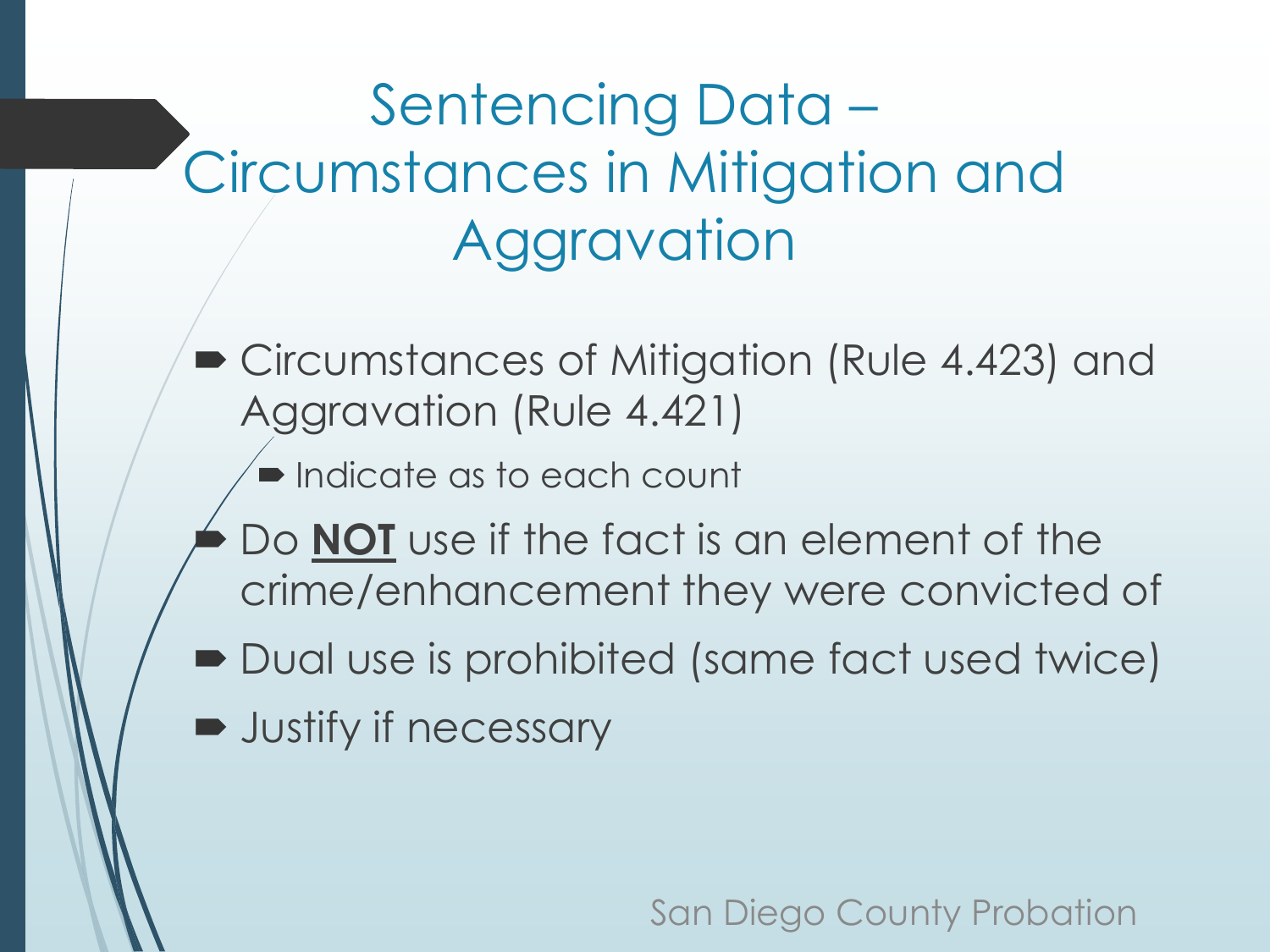# Sentencing Data – Circumstances in Mitigation and Aggravation

- Circumstances of Mitigation (Rule 4.423) and Aggravation (Rule 4.421)
  - Indicate as to each count
- Do **NOT** use if the fact is an element of the crime/enhancement they were convicted of
- Dual use is prohibited (same fact used twice)
- Justify if necessary

San Diego County Probation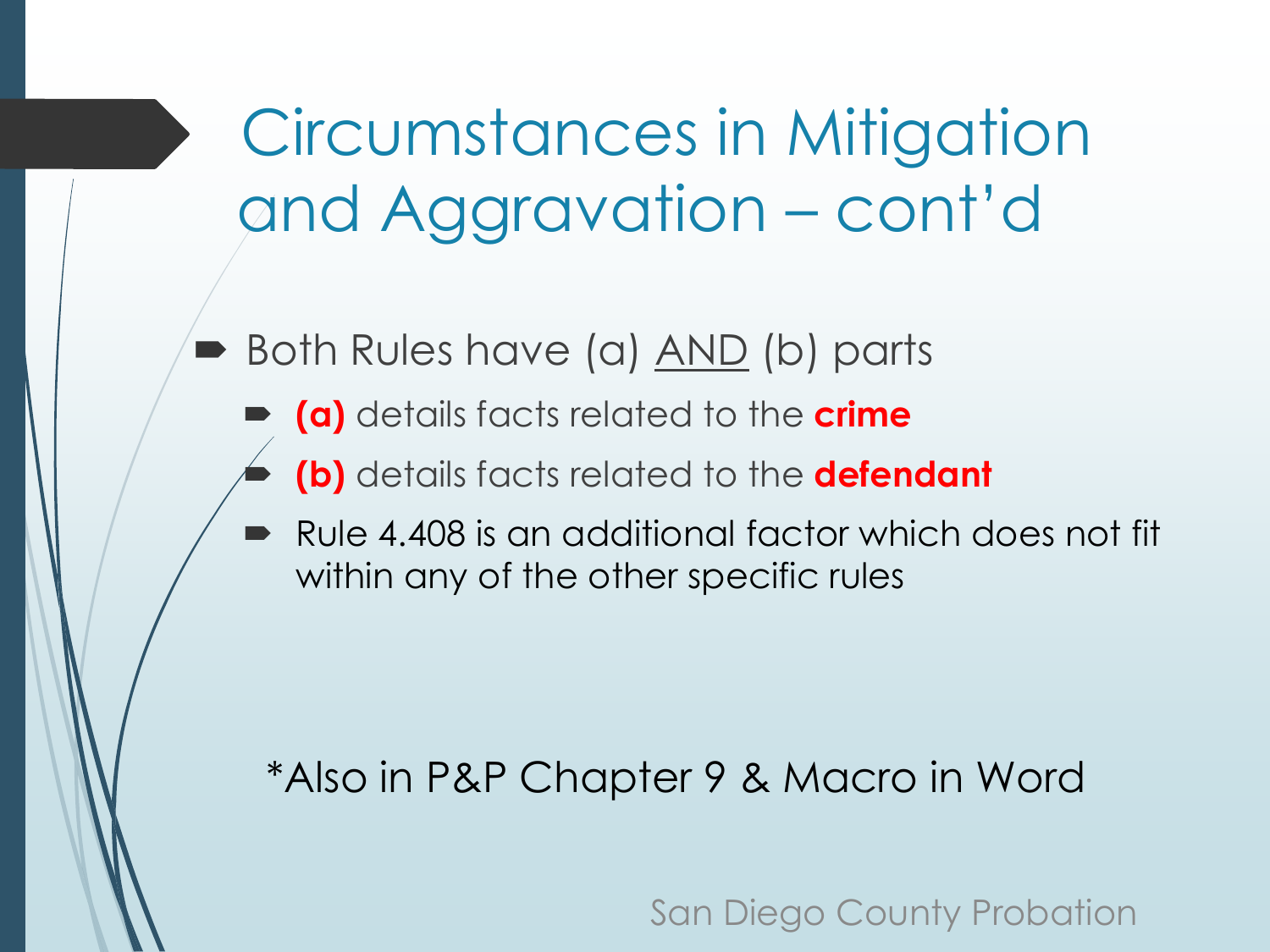# Circumstances in Mitigation and Aggravation – cont'd

- Both Rules have (a) AND (b) parts
  - **(a)** details facts related to the **crime**
  - **(b)** details facts related to the **defendant**
  - Rule 4.408 is an additional factor which does not fit within any of the other specific rules

*Also in P&P Chapter 9 & Macro in Word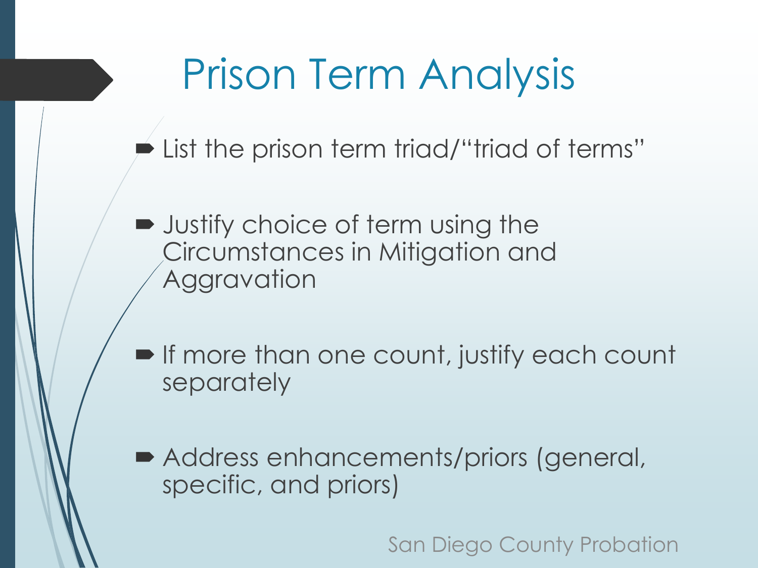# Prison Term Analysis

- List the prison term triad/"triad of terms"
- Justify choice of term using the Circumstances in Mitigation and Aggravation
- If more than one count, justify each count separately
- Address enhancements/priors (general, specific, and priors)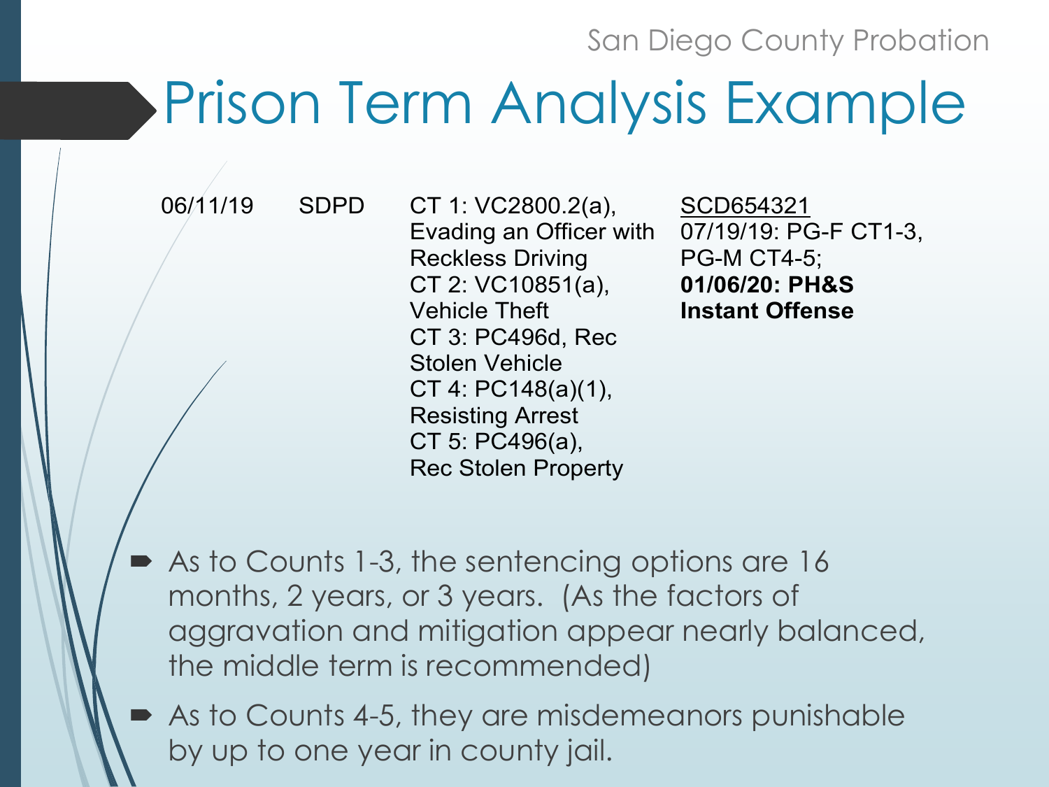# Prison Term Analysis Example

| | | | |
|---|---|---|---|
| 06/11/19 | SDPD | CT 1: VC2800.2(a), Evading an Officer with Reckless Driving<br>CT 2: VC10851(a), Vehicle Theft<br>CT 3: PC496d, Rec Stolen Vehicle<br>CT 4: PC148(a)(1), Resisting Arrest<br>CT 5: PC496(a), Rec Stolen Property | SCD654321<br>07/19/19: PG-F CT1-3, PG-M CT4-5;<br>**01/06/20: PH&S Instant Offense** |

- As to Counts 1-3, the sentencing options are 16 months, 2 years, or 3 years. (As the factors of aggravation and mitigation appear nearly balanced, the middle term is recommended)
- As to Counts 4-5, they are misdemeanors punishable by up to one year in county jail.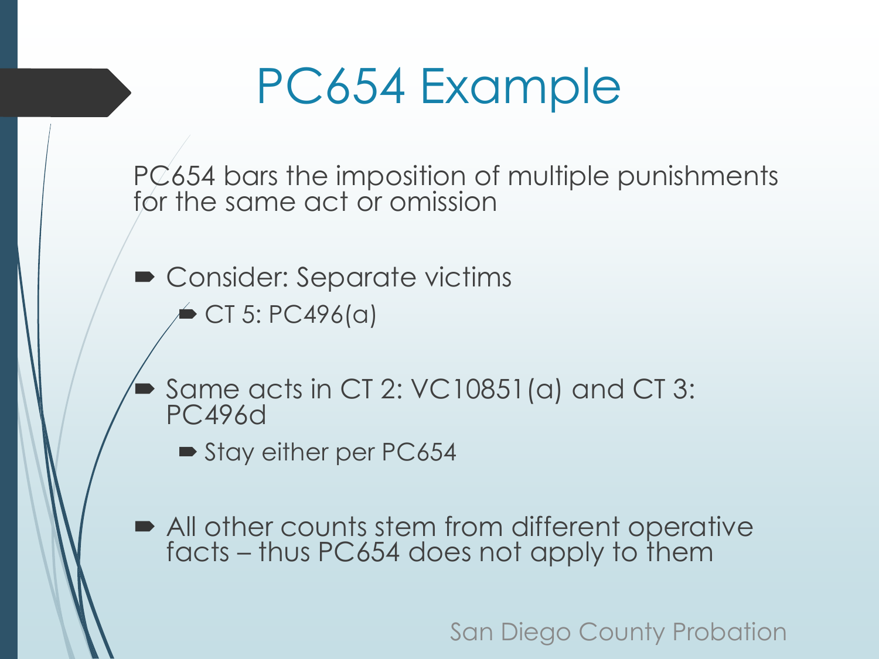# PC654 Example

PC654 bars the imposition of multiple punishments for the same act or omission

- Consider: Separate victims
  - CT 5: PC496(a)
- Same acts in CT 2: VC10851(a) and CT 3: PC496d
  - Stay either per PC654
- All other counts stem from different operative facts – thus PC654 does not apply to them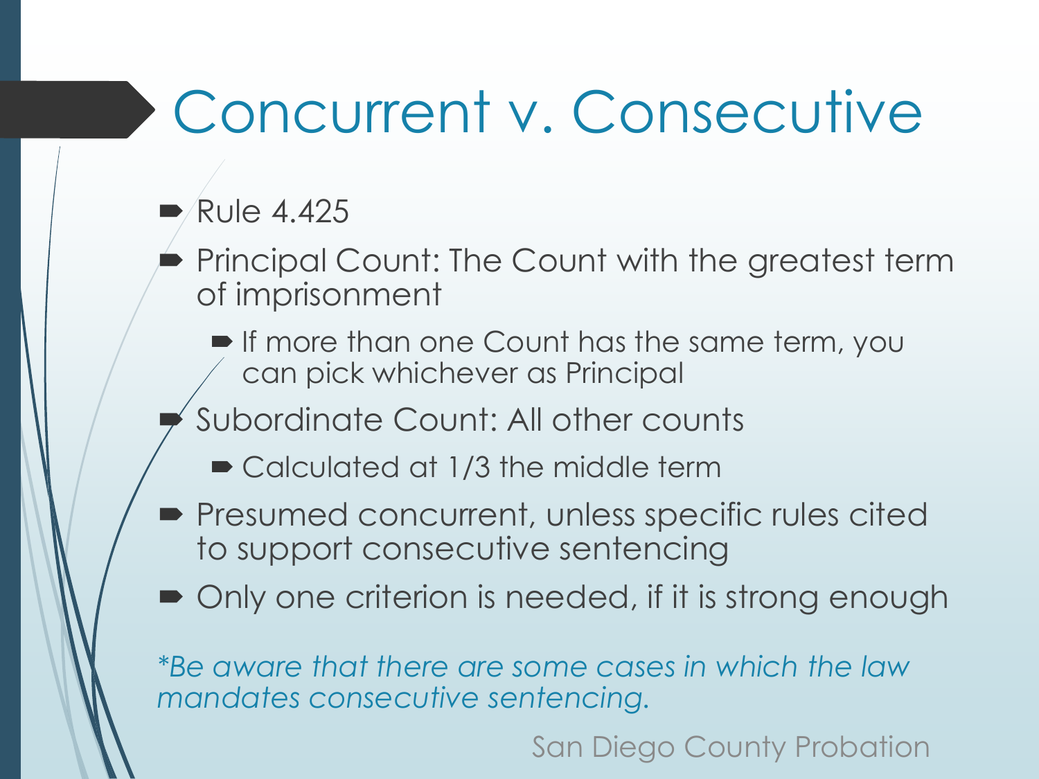# Concurrent v. Consecutive

- Rule 4.425
- Principal Count: The Count with the greatest term of imprisonment
  - If more than one Count has the same term, you can pick whichever as Principal
- Subordinate Count: All other counts
  - Calculated at 1/3 the middle term
- Presumed concurrent, unless specific rules cited to support consecutive sentencing
- Only one criterion is needed, if it is strong enough

*\*Be aware that there are some cases in which the law mandates consecutive sentencing.*

San Diego County Probation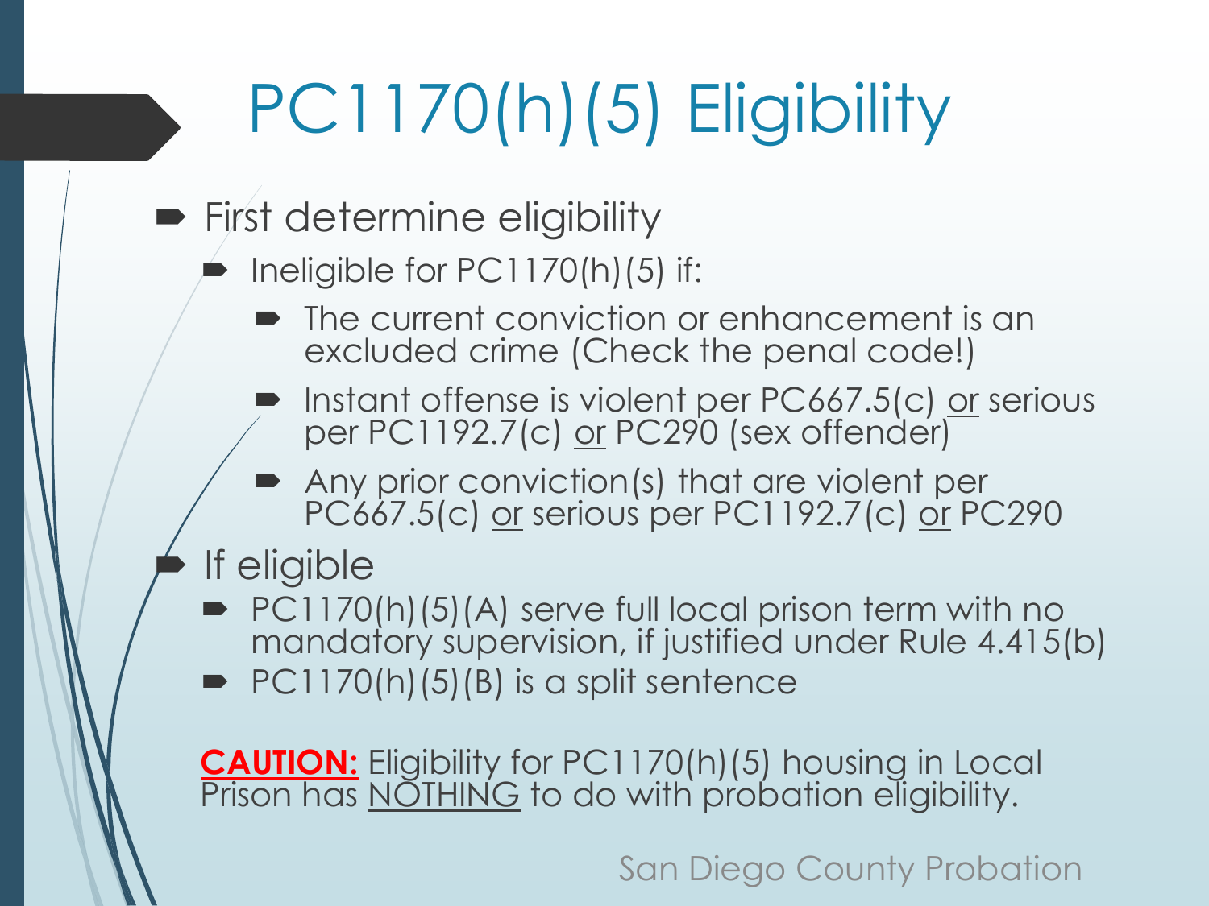# PC1170(h)(5) Eligibility

- First determine eligibility
  - Ineligible for PC1170(h)(5) if:
    - The current conviction or enhancement is an excluded crime (Check the penal code!)
    - Instant offense is violent per PC667.5(c) <u>or</u> serious per PC1192.7(c) <u>or</u> PC290 (sex offender)
    - Any prior conviction(s) that are violent per PC667.5(c) <u>or</u> serious per PC1192.7(c) <u>or</u> PC290
- If eligible
  - PC1170(h)(5)(A) serve full local prison term with no mandatory supervision, if justified under Rule 4.415(b)
  - PC1170(h)(5)(B) is a split sentence

**<u>CAUTION:</u>** Eligibility for PC1170(h)(5) housing in Local Prison has <u>NOTHING</u> to do with probation eligibility.

San Diego County Probation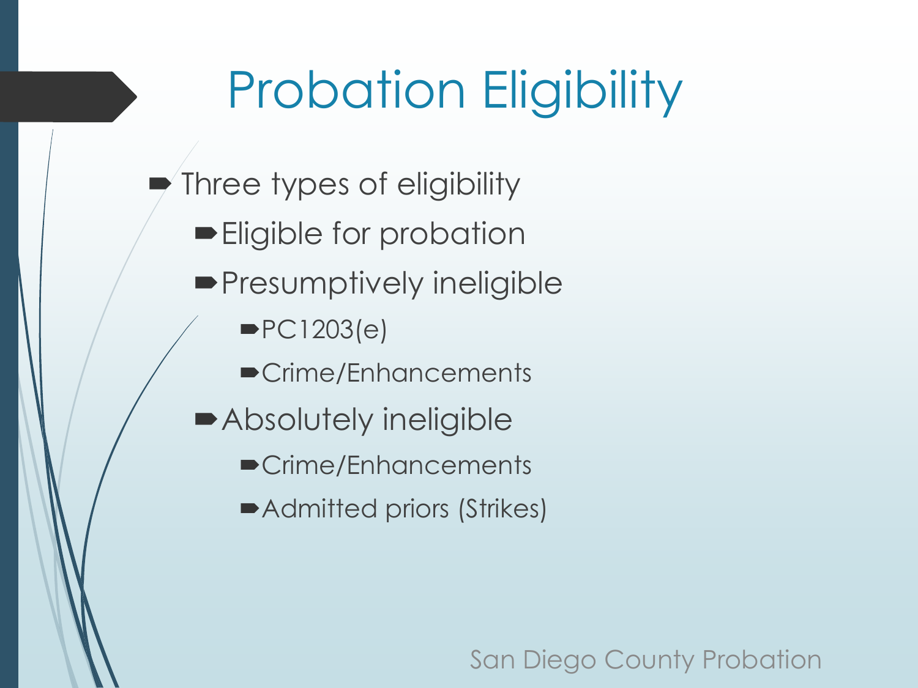# Probation Eligibility

- Three types of eligibility
  - Eligible for probation
  - Presumptively ineligible
    - PC1203(e)
    - Crime/Enhancements
  - Absolutely ineligible
    - Crime/Enhancements
    - Admitted priors (Strikes)

San Diego County Probation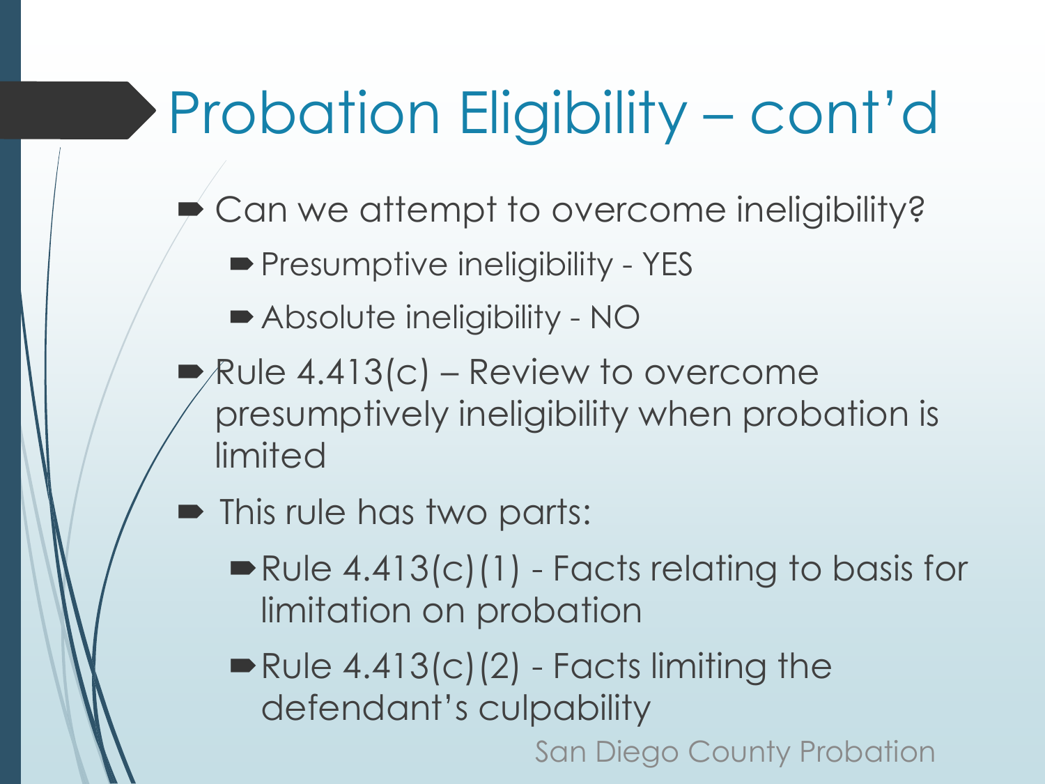# Probation Eligibility – cont'd

- Can we attempt to overcome ineligibility?
  - Presumptive ineligibility - YES
  - Absolute ineligibility - NO
- Rule 4.413(c) – Review to overcome presumptively ineligibility when probation is limited
- This rule has two parts:
  - Rule 4.413(c)(1) - Facts relating to basis for limitation on probation
  - Rule 4.413(c)(2) - Facts limiting the defendant's culpability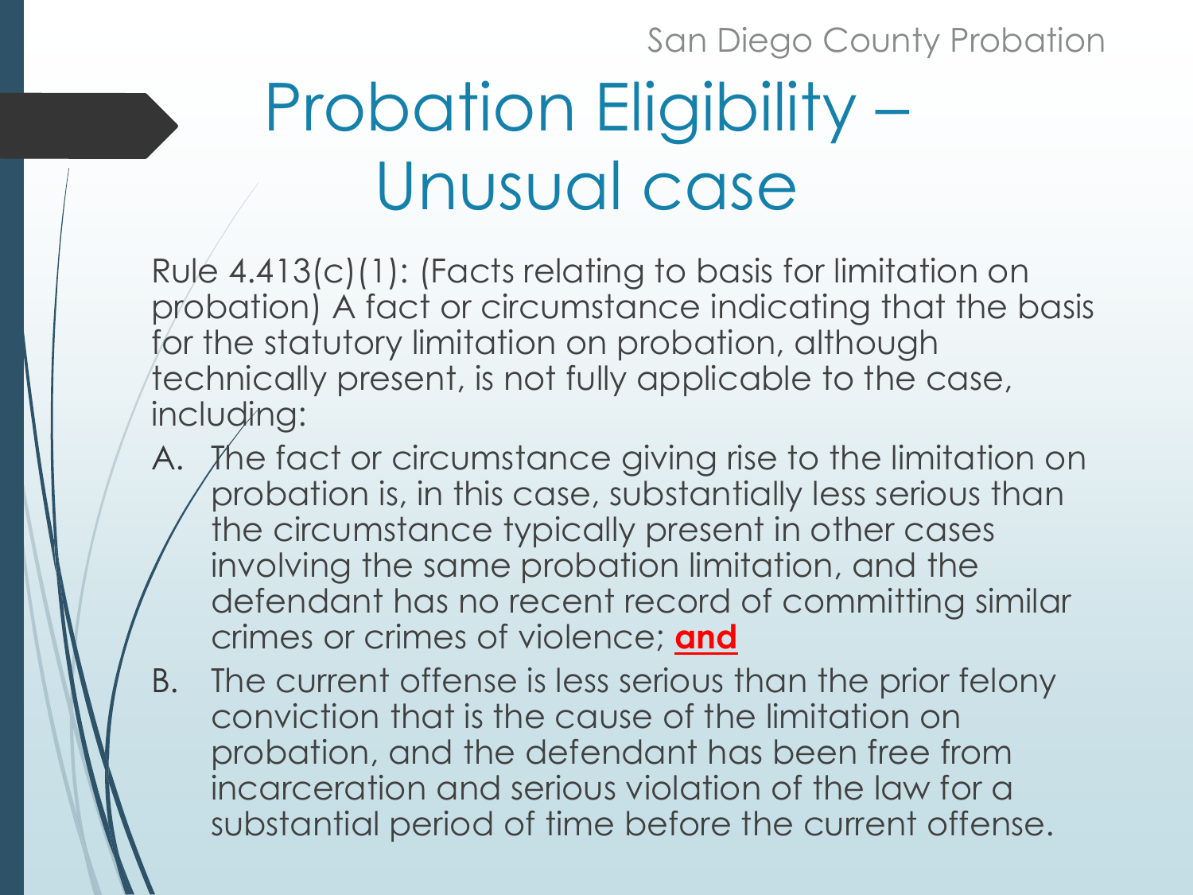# Probation Eligibility – Unusual case

Rule 4.413(c)(1): (Facts relating to basis for limitation on probation) A fact or circumstance indicating that the basis for the statutory limitation on probation, although technically present, is not fully applicable to the case, including:

A. The fact or circumstance giving rise to the limitation on probation is, in this case, substantially less serious than the circumstance typically present in other cases involving the same probation limitation, and the defendant has no recent record of committing similar crimes or crimes of violence; **and**

B. The current offense is less serious than the prior felony conviction that is the cause of the limitation on probation, and the defendant has been free from incarceration and serious violation of the law for a substantial period of time before the current offense.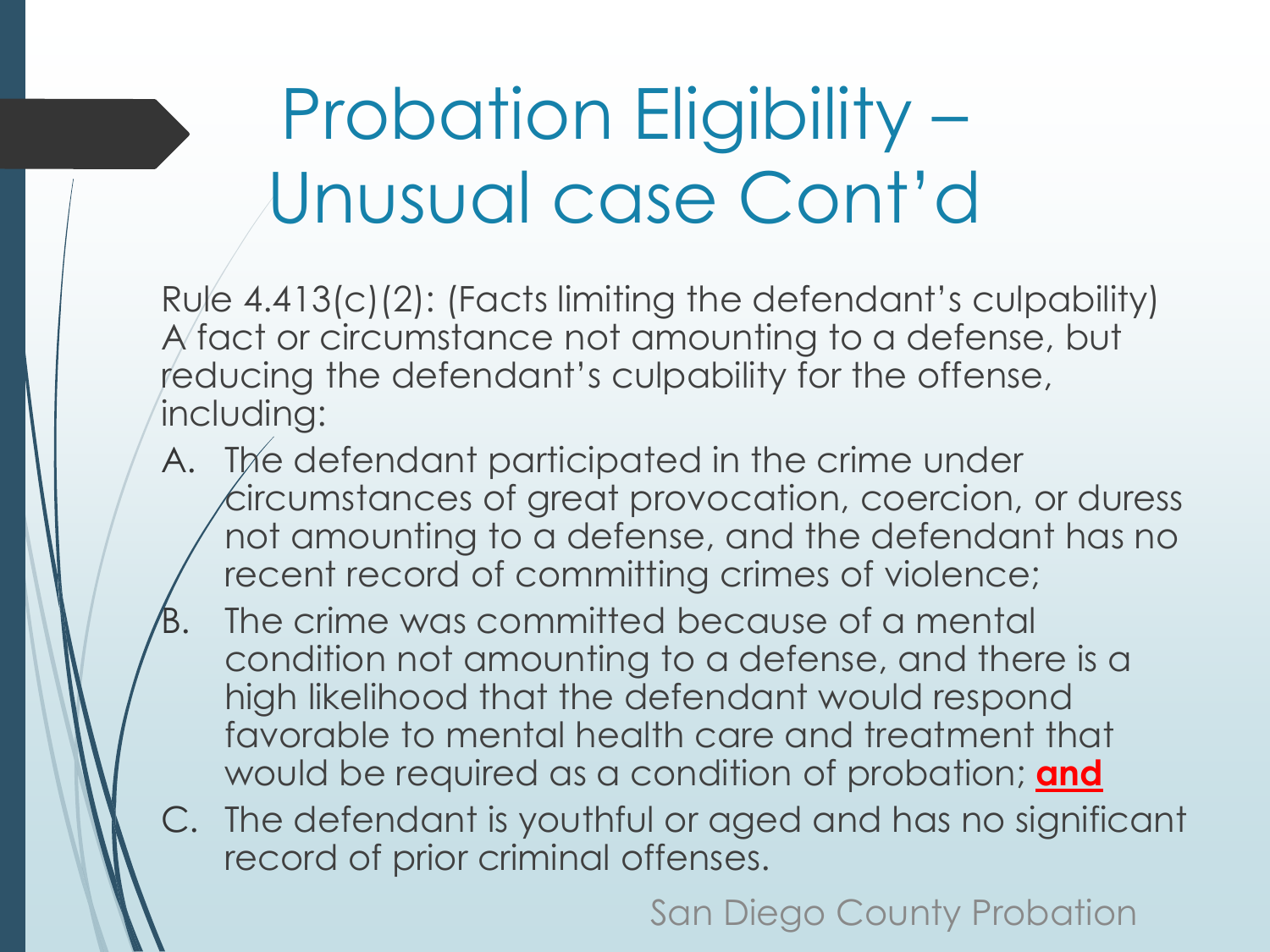# Probation Eligibility – Unusual case Cont'd

Rule 4.413(c)(2): (Facts limiting the defendant's culpability) A fact or circumstance not amounting to a defense, but reducing the defendant's culpability for the offense, including:

A. The defendant participated in the crime under circumstances of great provocation, coercion, or duress not amounting to a defense, and the defendant has no recent record of committing crimes of violence;
B. The crime was committed because of a mental condition not amounting to a defense, and there is a high likelihood that the defendant would respond favorable to mental health care and treatment that would be required as a condition of probation; **and**
C. The defendant is youthful or aged and has no significant record of prior criminal offenses.

San Diego County Probation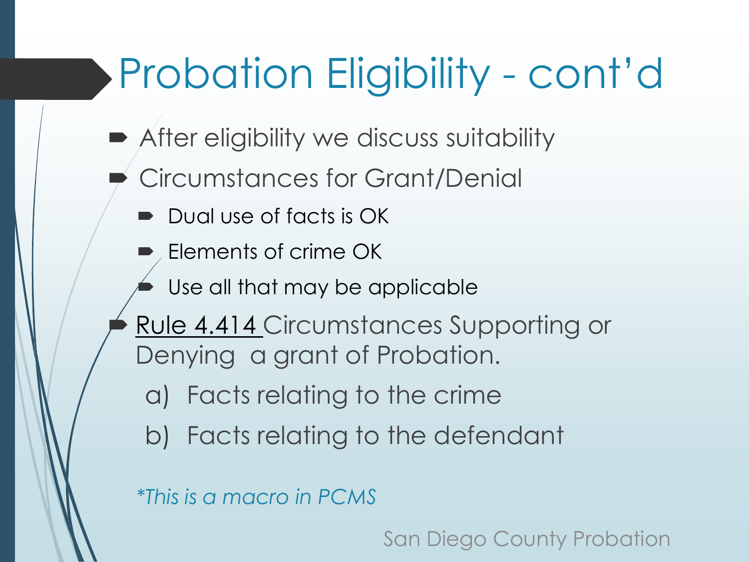# Probation Eligibility - cont'd

- After eligibility we discuss suitability
- Circumstances for Grant/Denial
  - Dual use of facts is OK
  - Elements of crime OK
  - Use all that may be applicable
- Rule 4.414 Circumstances Supporting or Denying a grant of Probation.
  a) Facts relating to the crime
  b) Facts relating to the defendant

*\*This is a macro in PCMS*

San Diego County Probation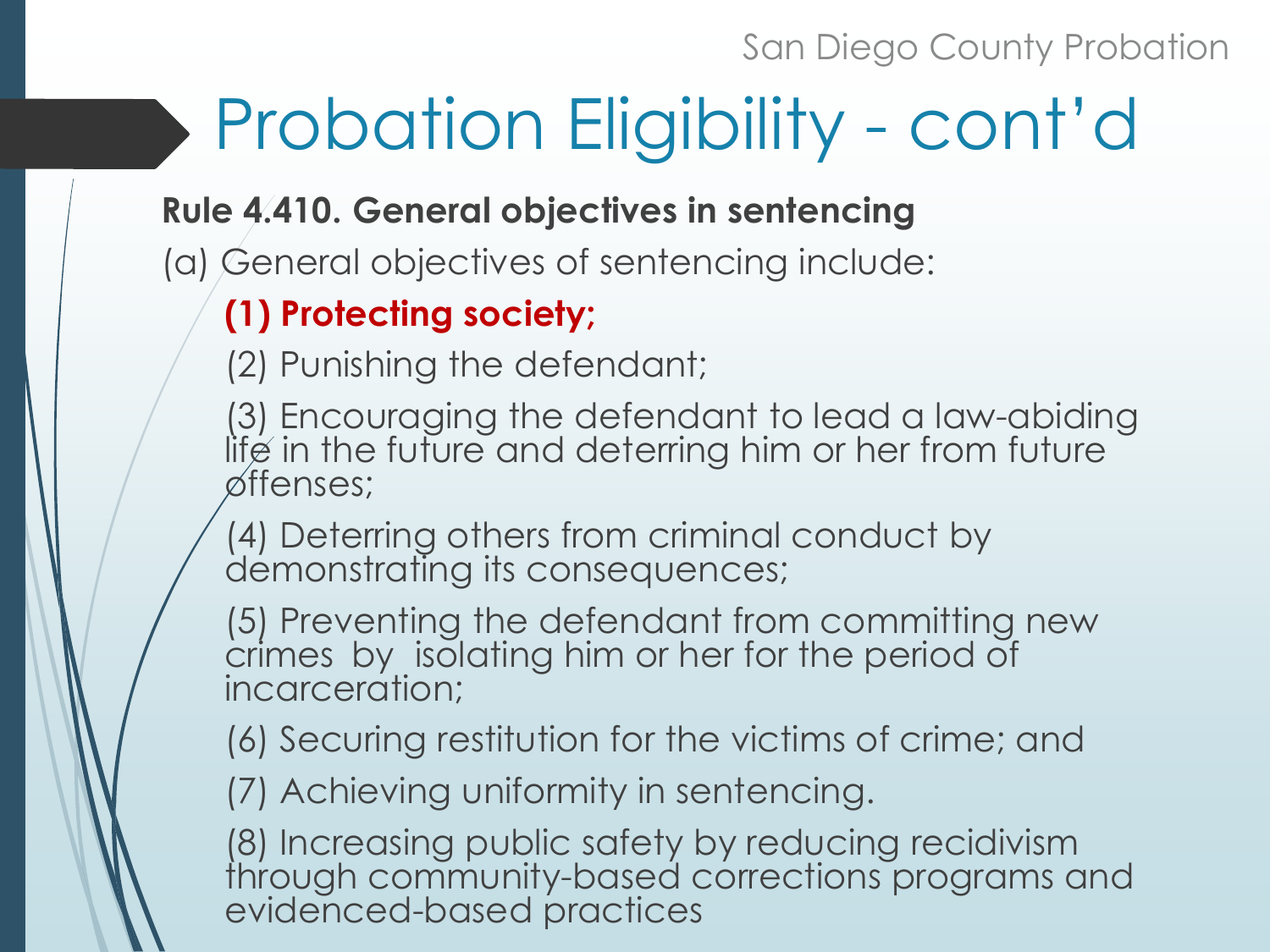# Probation Eligibility - cont'd

**Rule 4.410. General objectives in sentencing**

(a) General objectives of sentencing include:

**(1) Protecting society;**

(2) Punishing the defendant;

(3) Encouraging the defendant to lead a law-abiding life in the future and deterring him or her from future offenses;

(4) Deterring others from criminal conduct by demonstrating its consequences;

(5) Preventing the defendant from committing new crimes by isolating him or her for the period of incarceration;

(6) Securing restitution for the victims of crime; and

(7) Achieving uniformity in sentencing.

(8) Increasing public safety by reducing recidivism through community-based corrections programs and evidenced-based practices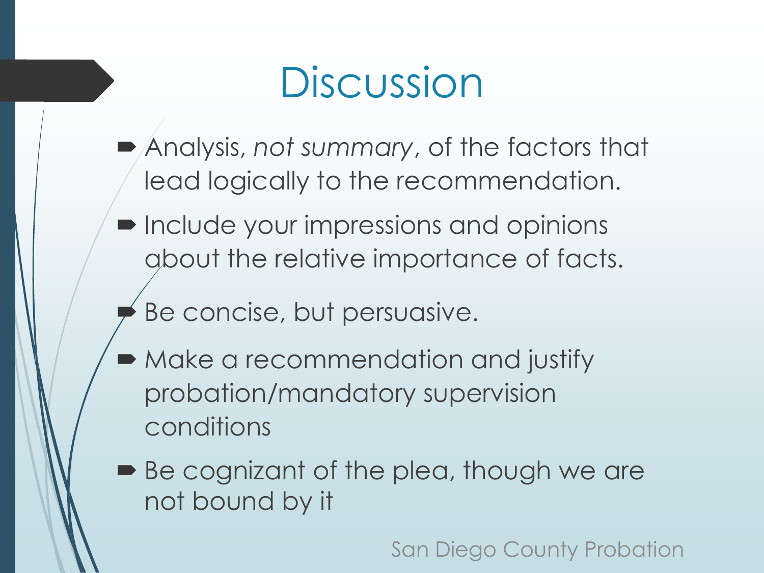# Discussion

- Analysis, *not summary*, of the factors that lead logically to the recommendation.
- Include your impressions and opinions about the relative importance of facts.
- Be concise, but persuasive.
- Make a recommendation and justify probation/mandatory supervision conditions
- Be cognizant of the plea, though we are not bound by it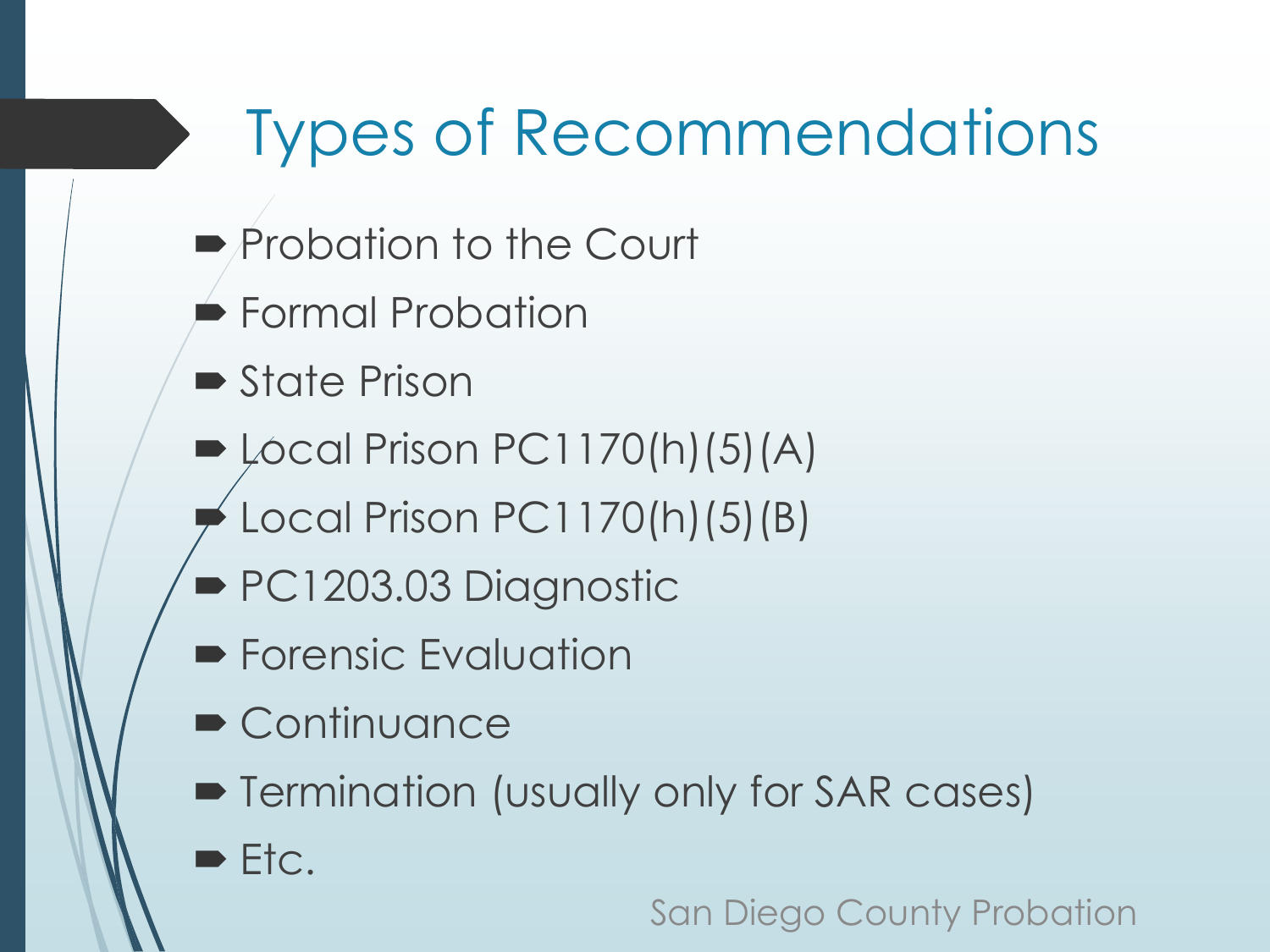# Types of Recommendations

- Probation to the Court
- Formal Probation
- State Prison
- Local Prison PC1170(h)(5)(A)
- Local Prison PC1170(h)(5)(B)
- PC1203.03 Diagnostic
- Forensic Evaluation
- Continuance
- Termination (usually only for SAR cases)
- Etc.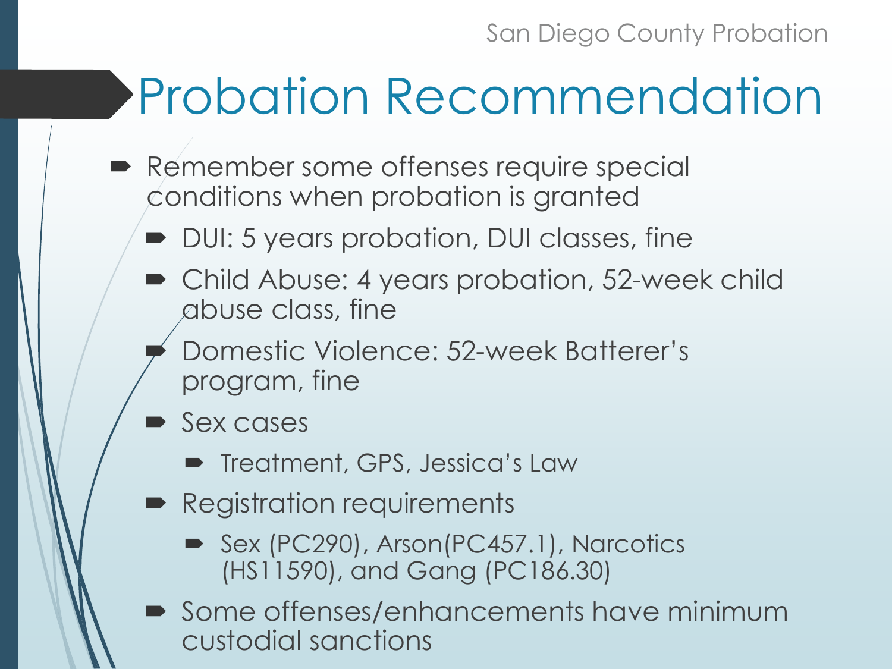# Probation Recommendation

- Remember some offenses require special conditions when probation is granted
  - DUI: 5 years probation, DUI classes, fine
  - Child Abuse: 4 years probation, 52-week child abuse class, fine
  - Domestic Violence: 52-week Batterer's program, fine
  - Sex cases
    - Treatment, GPS, Jessica's Law
  - Registration requirements
    - Sex (PC290), Arson(PC457.1), Narcotics (HS11590), and Gang (PC186.30)
  - Some offenses/enhancements have minimum custodial sanctions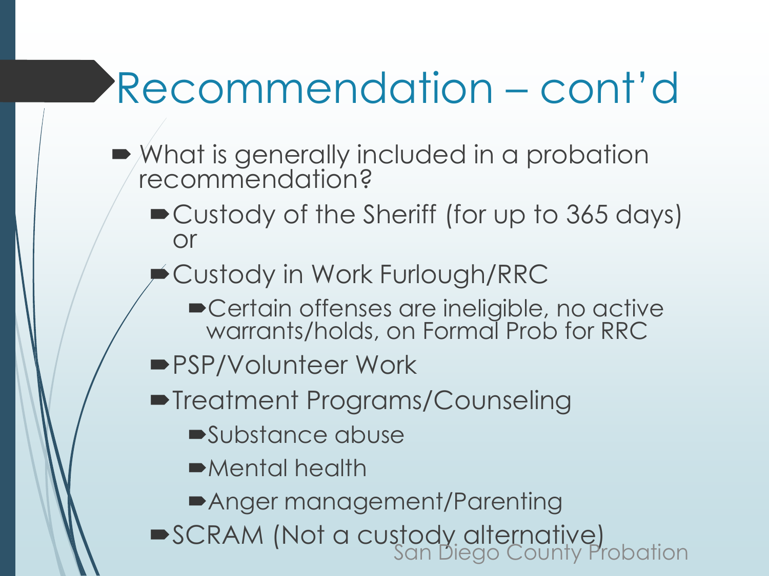# Recommendation – cont'd

- What is generally included in a probation recommendation?
  - Custody of the Sheriff (for up to 365 days) or
  - Custody in Work Furlough/RRC
    - Certain offenses are ineligible, no active warrants/holds, on Formal Prob for RRC
  - PSP/Volunteer Work
  - Treatment Programs/Counseling
    - Substance abuse
    - Mental health
    - Anger management/Parenting
  - SCRAM (Not a custody alternative)

San Diego County Probation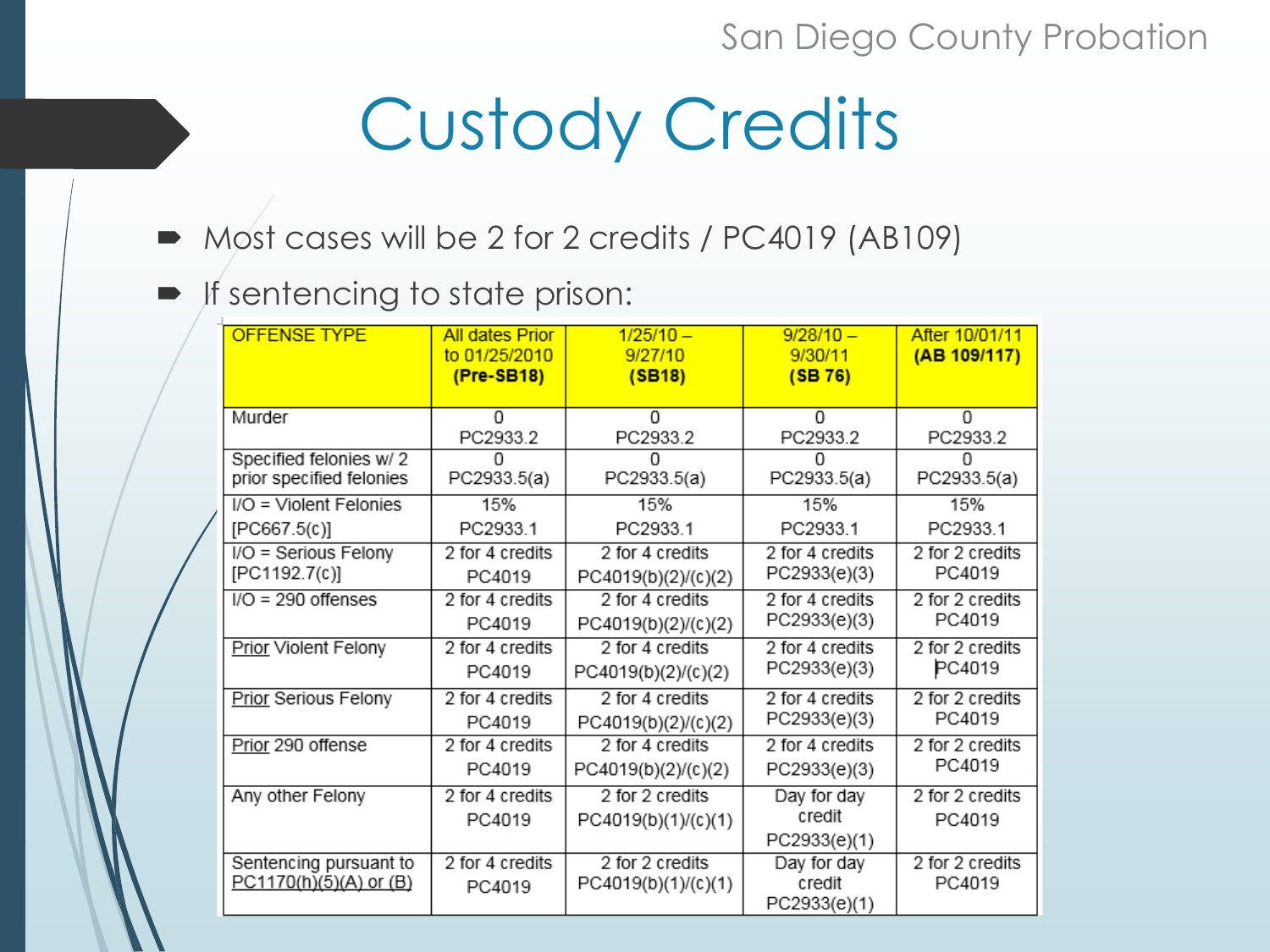# Custody Credits

- Most cases will be 2 for 2 credits / PC4019 (AB109)
- If sentencing to state prison:

| OFFENSE TYPE | All dates Prior to 01/25/2010 **(Pre-SB18)** | 1/25/10 – 9/27/10 **(SB18)** | 9/28/10 – 9/30/11 **(SB 76)** | After 10/01/11 **(AB 109/117)** |
|---|---|---|---|---|
| Murder | 0 PC2933.2 | 0 PC2933.2 | 0 PC2933.2 | 0 PC2933.2 |
| Specified felonies w/ 2 prior specified felonies | 0 PC2933.5(a) | 0 PC2933.5(a) | 0 PC2933.5(a) | 0 PC2933.5(a) |
| I/O = Violent Felonies [PC667.5(c)] | 15% PC2933.1 | 15% PC2933.1 | 15% PC2933.1 | 15% PC2933.1 |
| I/O = Serious Felony [PC1192.7(c)] | 2 for 4 credits PC4019 | 2 for 4 credits PC4019(b)(2)/(c)(2) | 2 for 4 credits PC2933(e)(3) | 2 for 2 credits PC4019 |
| I/O = 290 offenses | 2 for 4 credits PC4019 | 2 for 4 credits PC4019(b)(2)/(c)(2) | 2 for 4 credits PC2933(e)(3) | 2 for 2 credits PC4019 |
| Prior Violent Felony | 2 for 4 credits PC4019 | 2 for 4 credits PC4019(b)(2)/(c)(2) | 2 for 4 credits PC2933(e)(3) | 2 for 2 credits PC4019 |
| Prior Serious Felony | 2 for 4 credits PC4019 | 2 for 4 credits PC4019(b)(2)/(c)(2) | 2 for 4 credits PC2933(e)(3) | 2 for 2 credits PC4019 |
| Prior 290 offense | 2 for 4 credits PC4019 | 2 for 4 credits PC4019(b)(2)/(c)(2) | 2 for 4 credits PC2933(e)(3) | 2 for 2 credits PC4019 |
| Any other Felony | 2 for 4 credits PC4019 | 2 for 2 credits PC4019(b)(1)/(c)(1) | Day for day credit PC2933(e)(1) | 2 for 2 credits PC4019 |
| Sentencing pursuant to PC1170(h)(5)(A) or (B) | 2 for 4 credits PC4019 | 2 for 2 credits PC4019(b)(1)/(c)(1) | Day for day credit PC2933(e)(1) | 2 for 2 credits PC4019 |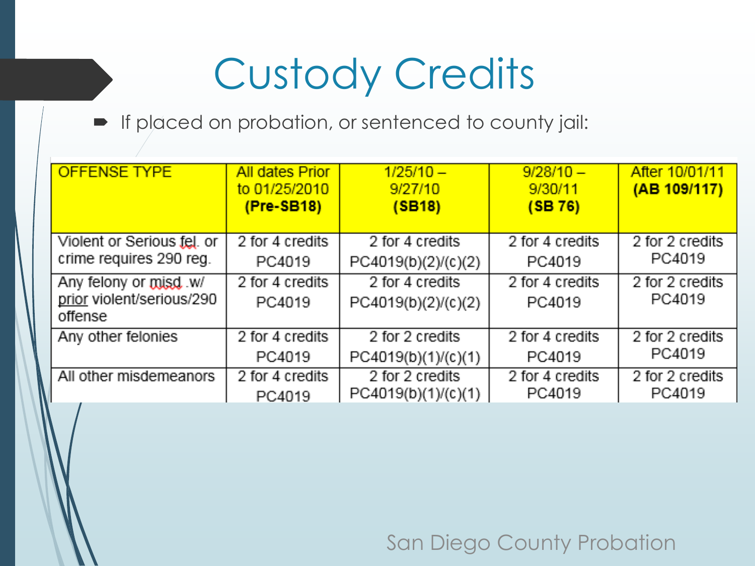# Custody Credits

- If placed on probation, or sentenced to county jail:

| OFFENSE TYPE | All dates Prior to 01/25/2010 **(Pre-SB18)** | 1/25/10 – 9/27/10 **(SB18)** | 9/28/10 – 9/30/11 **(SB 76)** | After 10/01/11 **(AB 109/117)** |
|---|---|---|---|---|
| Violent or Serious fel. or crime requires 290 reg. | 2 for 4 credits PC4019 | 2 for 4 credits PC4019(b)(2)/(c)(2) | 2 for 4 credits PC4019 | 2 for 2 credits PC4019 |
| Any felony or misd .w/ prior violent/serious/290 offense | 2 for 4 credits PC4019 | 2 for 4 credits PC4019(b)(2)/(c)(2) | 2 for 4 credits PC4019 | 2 for 2 credits PC4019 |
| Any other felonies | 2 for 4 credits PC4019 | 2 for 2 credits PC4019(b)(1)/(c)(1) | 2 for 4 credits PC4019 | 2 for 2 credits PC4019 |
| All other misdemeanors | 2 for 4 credits PC4019 | 2 for 2 credits PC4019(b)(1)/(c)(1) | 2 for 4 credits PC4019 | 2 for 2 credits PC4019 |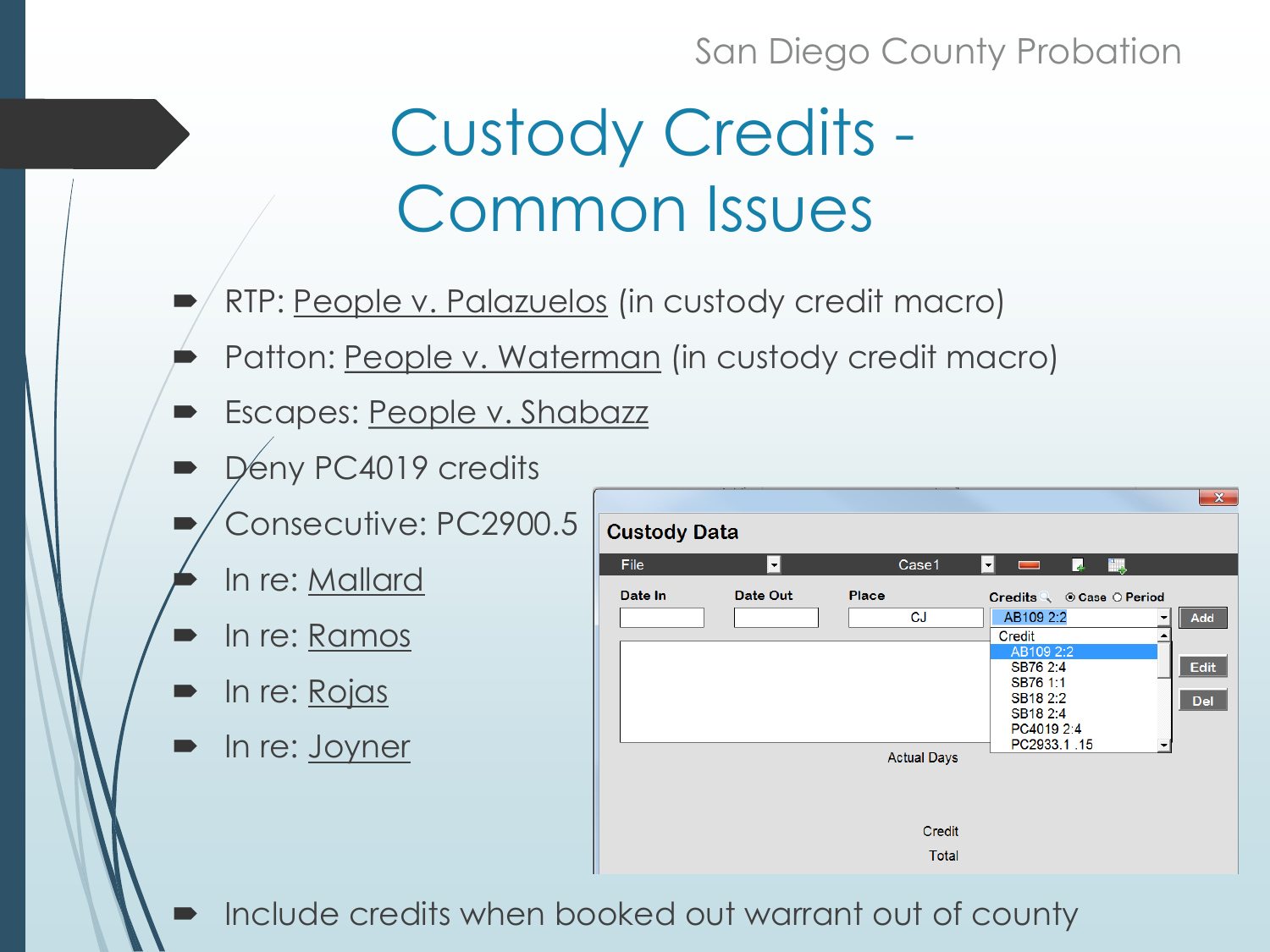# Custody Credits - Common Issues

- RTP: People v. Palazuelos (in custody credit macro)
- Patton: People v. Waterman (in custody credit macro)
- Escapes: People v. Shabazz
- Deny PC4019 credits
- Consecutive: PC2900.5
- In re: Mallard
- In re: Ramos
- In re: Rojas
- In re: Joyner

**Custody Data**

| Date In | Date Out | Place | Credits |
|---|---|---|---|
| | | CJ | AB109 2:2 |

Credit options: AB109 2:2, SB76 2:4, SB76 1:1, SB18 2:2, SB18 2:4, PC4019 2:4, PC2933.1 .15

Actual Days

Credit

Total

- Include credits when booked out warrant out of county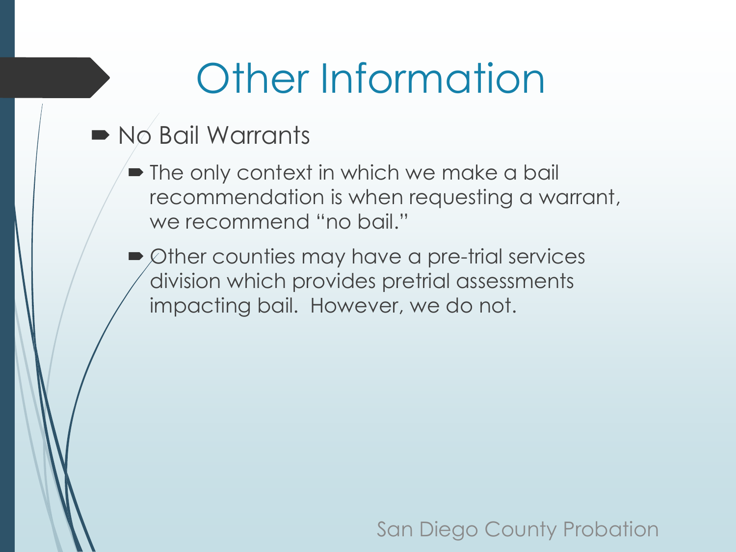# Other Information

- No Bail Warrants
  - The only context in which we make a bail recommendation is when requesting a warrant, we recommend "no bail."
  - Other counties may have a pre-trial services division which provides pretrial assessments impacting bail. However, we do not.

San Diego County Probation